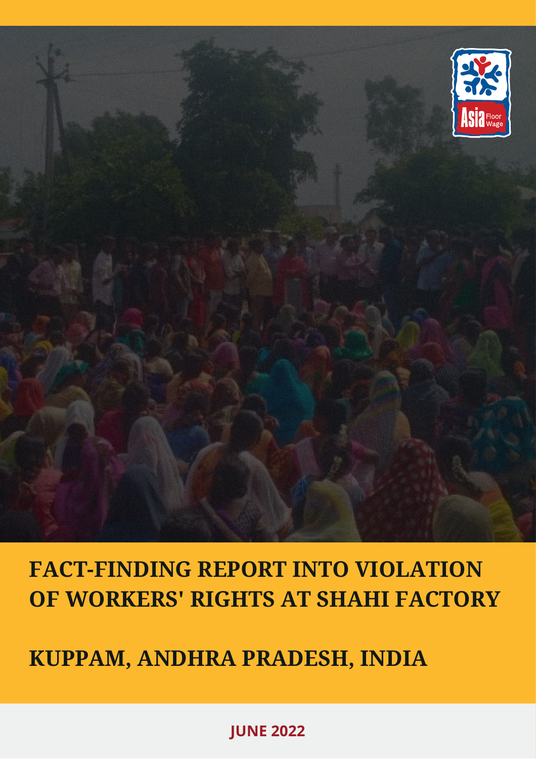# FACT-FINDING REPORT INTO VIOLATION OF WORKERS' RIGHTS AT SHAHI FACTORY

# KUPPAM, ANDHRA PRADESH, INDIA

**JUNE 2022**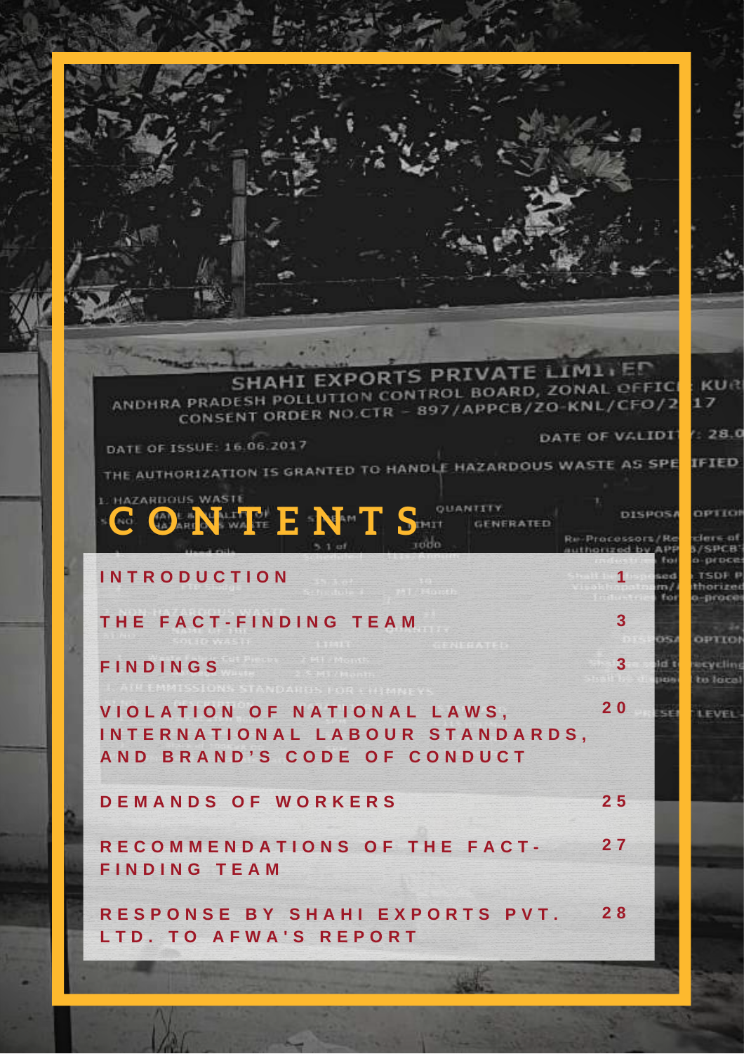# CONTENTS

| | |
|---|---|
| INTRODUCTION | 1 |
| THE FACT-FINDING TEAM | 3 |
| FINDINGS | 3 |
| VIOLATION OF NATIONAL LAWS, INTERNATIONAL LABOUR STANDARDS, AND BRAND'S CODE OF CONDUCT | 20 |
| DEMANDS OF WORKERS | 25 |
| RECOMMENDATIONS OF THE FACT-FINDING TEAM | 27 |
| RESPONSE BY SHAHI EXPORTS PVT. LTD. TO AFWA'S REPORT | 28 |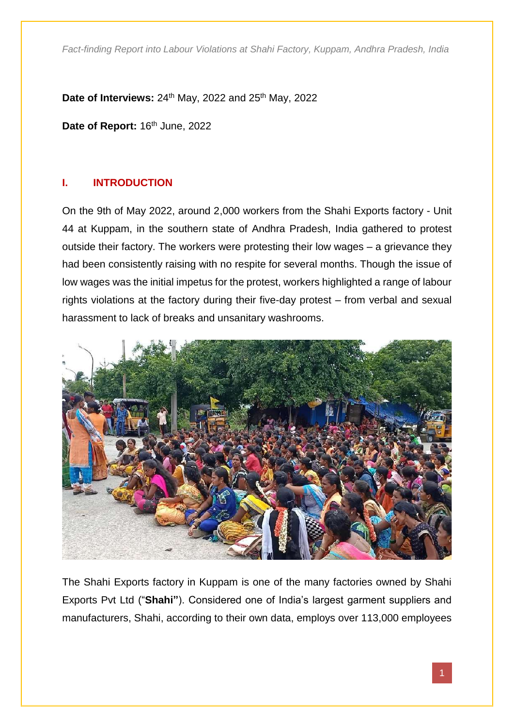**Date of Interviews:** 24th May, 2022 and 25th May, 2022

**Date of Report:** 16th June, 2022

## I. INTRODUCTION

On the 9th of May 2022, around 2,000 workers from the Shahi Exports factory - Unit 44 at Kuppam, in the southern state of Andhra Pradesh, India gathered to protest outside their factory. The workers were protesting their low wages – a grievance they had been consistently raising with no respite for several months. Though the issue of low wages was the initial impetus for the protest, workers highlighted a range of labour rights violations at the factory during their five-day protest – from verbal and sexual harassment to lack of breaks and unsanitary washrooms.

The Shahi Exports factory in Kuppam is one of the many factories owned by Shahi Exports Pvt Ltd ("**Shahi"**). Considered one of India's largest garment suppliers and manufacturers, Shahi, according to their own data, employs over 113,000 employees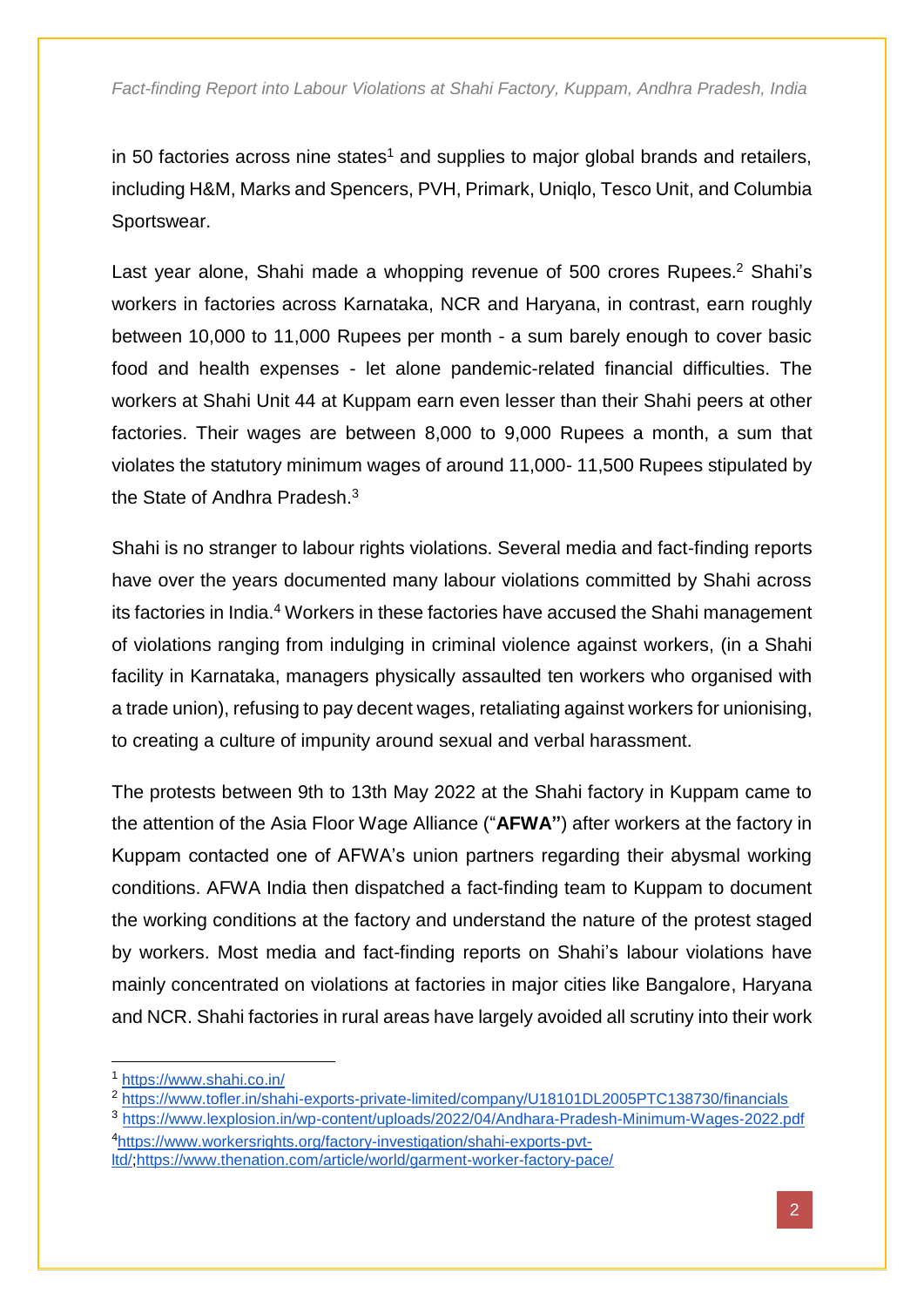in 50 factories across nine states[1] and supplies to major global brands and retailers, including H&M, Marks and Spencers, PVH, Primark, Uniqlo, Tesco Unit, and Columbia Sportswear.

Last year alone, Shahi made a whopping revenue of 500 crores Rupees.[2] Shahi's workers in factories across Karnataka, NCR and Haryana, in contrast, earn roughly between 10,000 to 11,000 Rupees per month - a sum barely enough to cover basic food and health expenses - let alone pandemic-related financial difficulties. The workers at Shahi Unit 44 at Kuppam earn even lesser than their Shahi peers at other factories. Their wages are between 8,000 to 9,000 Rupees a month, a sum that violates the statutory minimum wages of around 11,000- 11,500 Rupees stipulated by the State of Andhra Pradesh.[3]

Shahi is no stranger to labour rights violations. Several media and fact-finding reports have over the years documented many labour violations committed by Shahi across its factories in India.[4] Workers in these factories have accused the Shahi management of violations ranging from indulging in criminal violence against workers, (in a Shahi facility in Karnataka, managers physically assaulted ten workers who organised with a trade union), refusing to pay decent wages, retaliating against workers for unionising, to creating a culture of impunity around sexual and verbal harassment.

The protests between 9th to 13th May 2022 at the Shahi factory in Kuppam came to the attention of the Asia Floor Wage Alliance ("**AFWA"**) after workers at the factory in Kuppam contacted one of AFWA's union partners regarding their abysmal working conditions. AFWA India then dispatched a fact-finding team to Kuppam to document the working conditions at the factory and understand the nature of the protest staged by workers. Most media and fact-finding reports on Shahi's labour violations have mainly concentrated on violations at factories in major cities like Bangalore, Haryana and NCR. Shahi factories in rural areas have largely avoided all scrutiny into their work

---

[1] https://www.shahi.co.in/

[2] https://www.tofler.in/shahi-exports-private-limited/company/U18101DL2005PTC138730/financials

[3] https://www.lexplosion.in/wp-content/uploads/2022/04/Andhara-Pradesh-Minimum-Wages-2022.pdf

[4] https://www.workersrights.org/factory-investigation/shahi-exports-pvt-ltd/;https://www.thenation.com/article/world/garment-worker-factory-pace/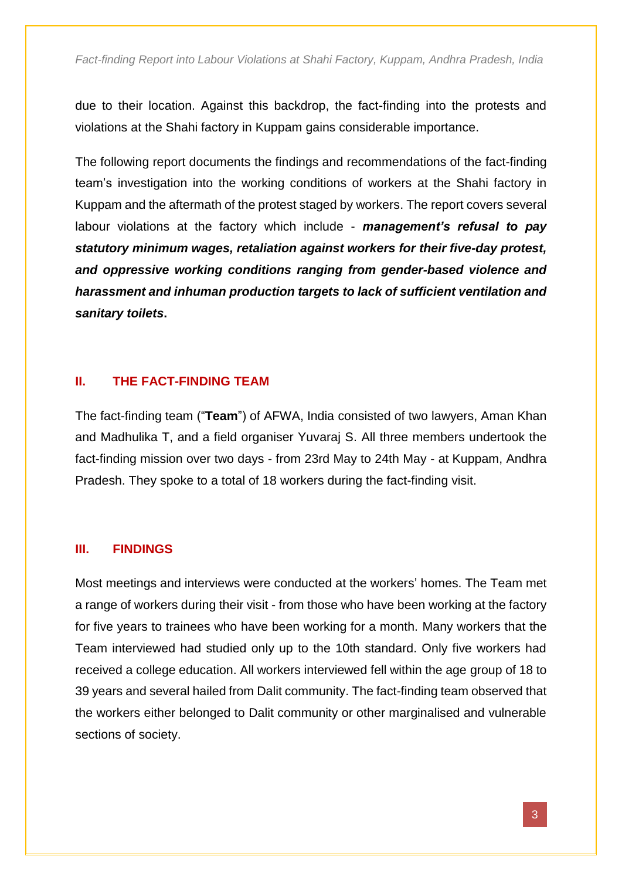due to their location. Against this backdrop, the fact-finding into the protests and violations at the Shahi factory in Kuppam gains considerable importance.

The following report documents the findings and recommendations of the fact-finding team's investigation into the working conditions of workers at the Shahi factory in Kuppam and the aftermath of the protest staged by workers. The report covers several labour violations at the factory which include - ***management's refusal to pay statutory minimum wages, retaliation against workers for their five-day protest, and oppressive working conditions ranging from gender-based violence and harassment and inhuman production targets to lack of sufficient ventilation and sanitary toilets*.**

## II. THE FACT-FINDING TEAM

The fact-finding team ("**Team**") of AFWA, India consisted of two lawyers, Aman Khan and Madhulika T, and a field organiser Yuvaraj S. All three members undertook the fact-finding mission over two days - from 23rd May to 24th May - at Kuppam, Andhra Pradesh. They spoke to a total of 18 workers during the fact-finding visit.

## III. FINDINGS

Most meetings and interviews were conducted at the workers' homes. The Team met a range of workers during their visit - from those who have been working at the factory for five years to trainees who have been working for a month. Many workers that the Team interviewed had studied only up to the 10th standard. Only five workers had received a college education. All workers interviewed fell within the age group of 18 to 39 years and several hailed from Dalit community. The fact-finding team observed that the workers either belonged to Dalit community or other marginalised and vulnerable sections of society.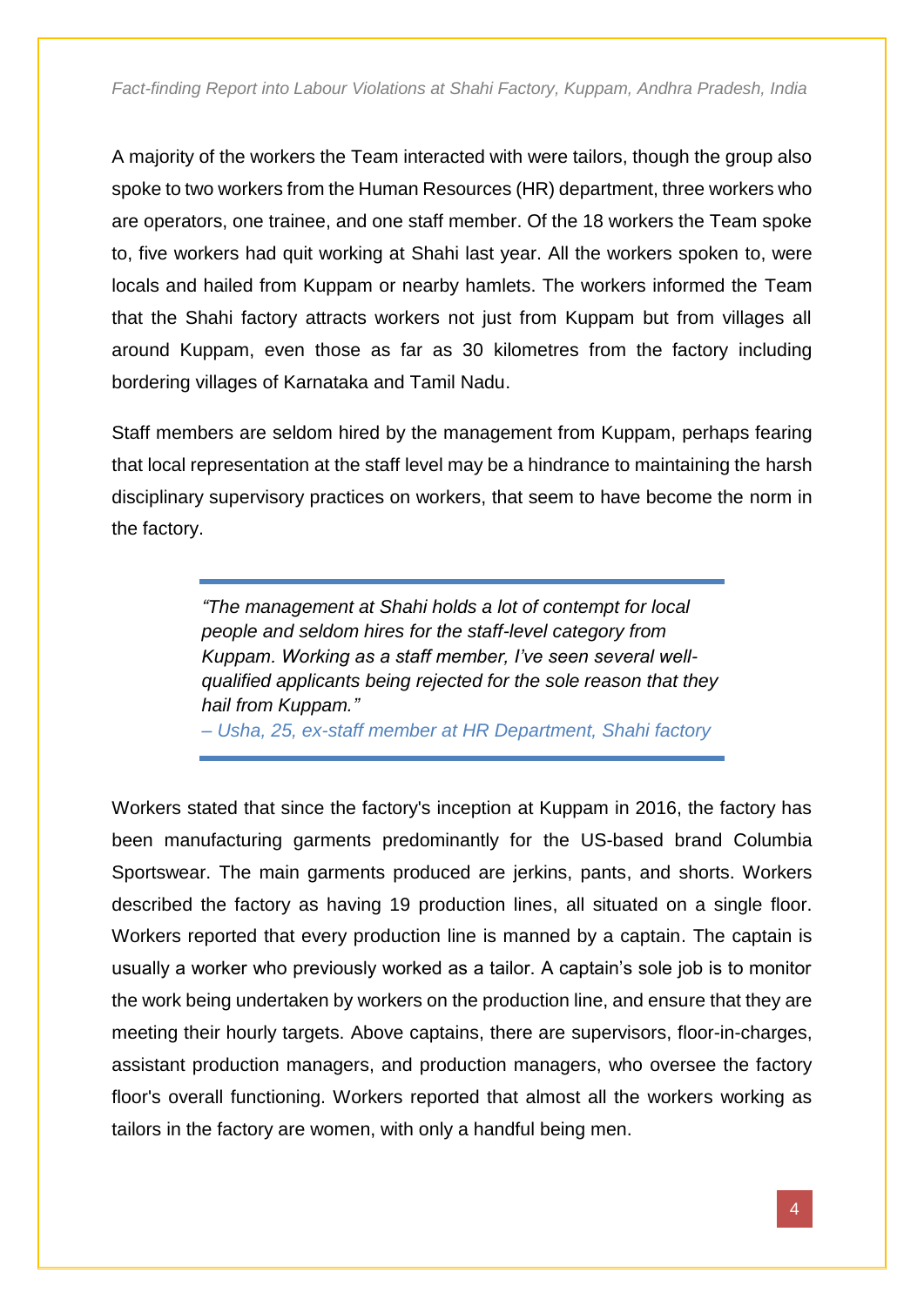A majority of the workers the Team interacted with were tailors, though the group also spoke to two workers from the Human Resources (HR) department, three workers who are operators, one trainee, and one staff member. Of the 18 workers the Team spoke to, five workers had quit working at Shahi last year. All the workers spoken to, were locals and hailed from Kuppam or nearby hamlets. The workers informed the Team that the Shahi factory attracts workers not just from Kuppam but from villages all around Kuppam, even those as far as 30 kilometres from the factory including bordering villages of Karnataka and Tamil Nadu.

Staff members are seldom hired by the management from Kuppam, perhaps fearing that local representation at the staff level may be a hindrance to maintaining the harsh disciplinary supervisory practices on workers, that seem to have become the norm in the factory.

> *"The management at Shahi holds a lot of contempt for local people and seldom hires for the staff-level category from Kuppam. Working as a staff member, I've seen several well-qualified applicants being rejected for the sole reason that they hail from Kuppam."*
> *– Usha, 25, ex-staff member at HR Department, Shahi factory*

Workers stated that since the factory's inception at Kuppam in 2016, the factory has been manufacturing garments predominantly for the US-based brand Columbia Sportswear. The main garments produced are jerkins, pants, and shorts. Workers described the factory as having 19 production lines, all situated on a single floor. Workers reported that every production line is manned by a captain. The captain is usually a worker who previously worked as a tailor. A captain's sole job is to monitor the work being undertaken by workers on the production line, and ensure that they are meeting their hourly targets. Above captains, there are supervisors, floor-in-charges, assistant production managers, and production managers, who oversee the factory floor's overall functioning. Workers reported that almost all the workers working as tailors in the factory are women, with only a handful being men.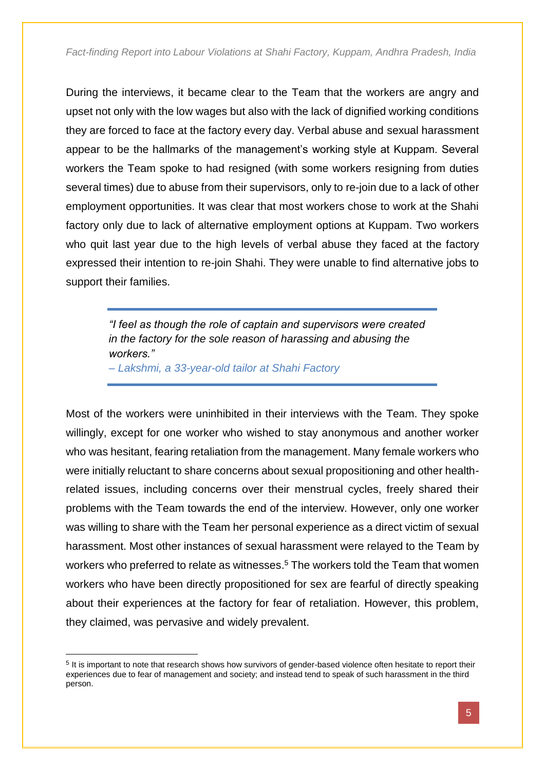During the interviews, it became clear to the Team that the workers are angry and upset not only with the low wages but also with the lack of dignified working conditions they are forced to face at the factory every day. Verbal abuse and sexual harassment appear to be the hallmarks of the management's working style at Kuppam. Several workers the Team spoke to had resigned (with some workers resigning from duties several times) due to abuse from their supervisors, only to re-join due to a lack of other employment opportunities. It was clear that most workers chose to work at the Shahi factory only due to lack of alternative employment options at Kuppam. Two workers who quit last year due to the high levels of verbal abuse they faced at the factory expressed their intention to re-join Shahi. They were unable to find alternative jobs to support their families.

> *"I feel as though the role of captain and supervisors were created in the factory for the sole reason of harassing and abusing the workers."*
>
> *– Lakshmi, a 33-year-old tailor at Shahi Factory*

Most of the workers were uninhibited in their interviews with the Team. They spoke willingly, except for one worker who wished to stay anonymous and another worker who was hesitant, fearing retaliation from the management. Many female workers who were initially reluctant to share concerns about sexual propositioning and other health-related issues, including concerns over their menstrual cycles, freely shared their problems with the Team towards the end of the interview. However, only one worker was willing to share with the Team her personal experience as a direct victim of sexual harassment. Most other instances of sexual harassment were relayed to the Team by workers who preferred to relate as witnesses.[5] The workers told the Team that women workers who have been directly propositioned for sex are fearful of directly speaking about their experiences at the factory for fear of retaliation. However, this problem, they claimed, was pervasive and widely prevalent.

[5] It is important to note that research shows how survivors of gender-based violence often hesitate to report their experiences due to fear of management and society; and instead tend to speak of such harassment in the third person.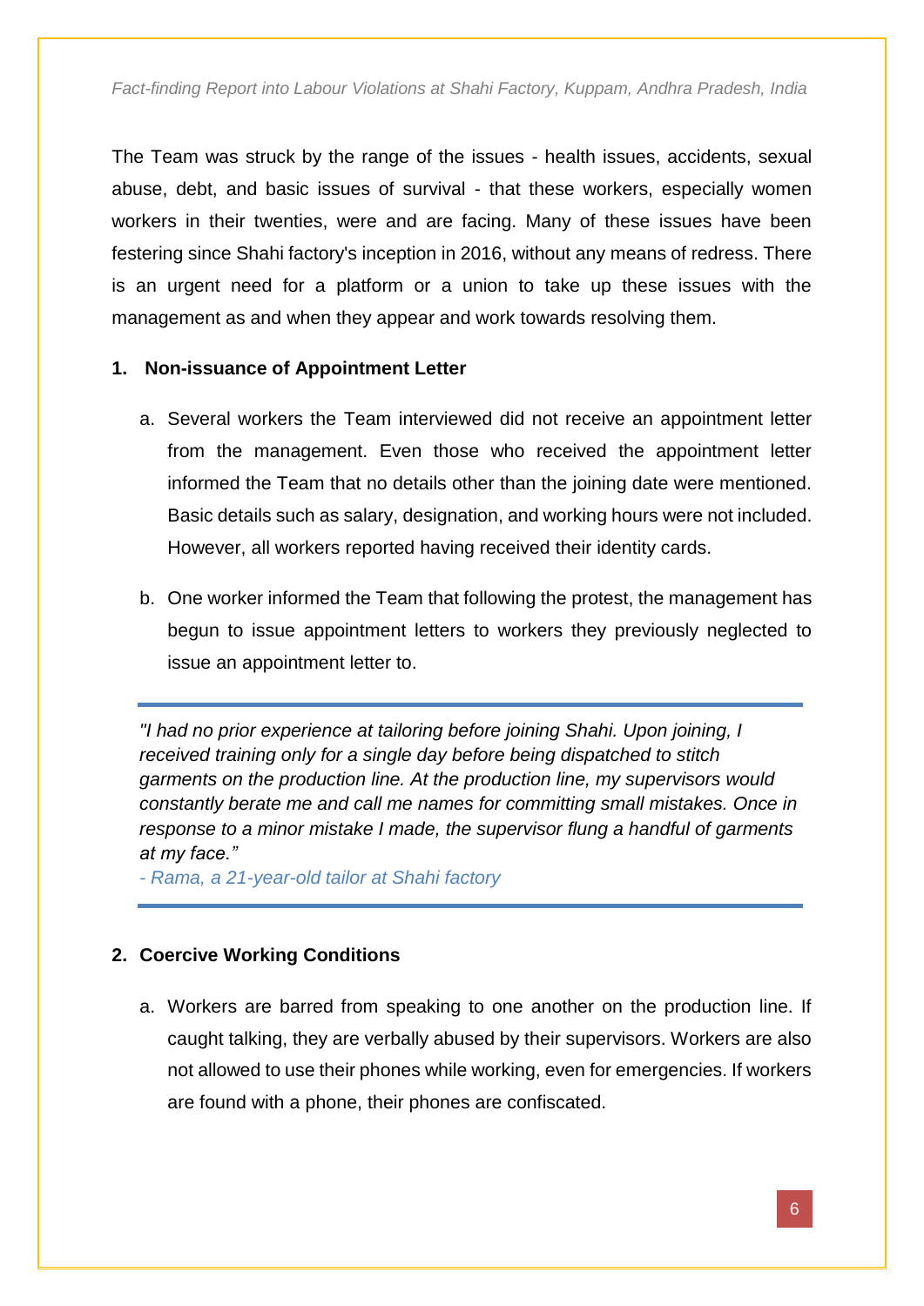The Team was struck by the range of the issues - health issues, accidents, sexual abuse, debt, and basic issues of survival - that these workers, especially women workers in their twenties, were and are facing. Many of these issues have been festering since Shahi factory's inception in 2016, without any means of redress. There is an urgent need for a platform or a union to take up these issues with the management as and when they appear and work towards resolving them.

### 1. Non-issuance of Appointment Letter

a. Several workers the Team interviewed did not receive an appointment letter from the management. Even those who received the appointment letter informed the Team that no details other than the joining date were mentioned. Basic details such as salary, designation, and working hours were not included. However, all workers reported having received their identity cards.

b. One worker informed the Team that following the protest, the management has begun to issue appointment letters to workers they previously neglected to issue an appointment letter to.

---

*"I had no prior experience at tailoring before joining Shahi. Upon joining, I received training only for a single day before being dispatched to stitch garments on the production line. At the production line, my supervisors would constantly berate me and call me names for committing small mistakes. Once in response to a minor mistake I made, the supervisor flung a handful of garments at my face."*

*- Rama, a 21-year-old tailor at Shahi factory*

---

### 2. Coercive Working Conditions

a. Workers are barred from speaking to one another on the production line. If caught talking, they are verbally abused by their supervisors. Workers are also not allowed to use their phones while working, even for emergencies. If workers are found with a phone, their phones are confiscated.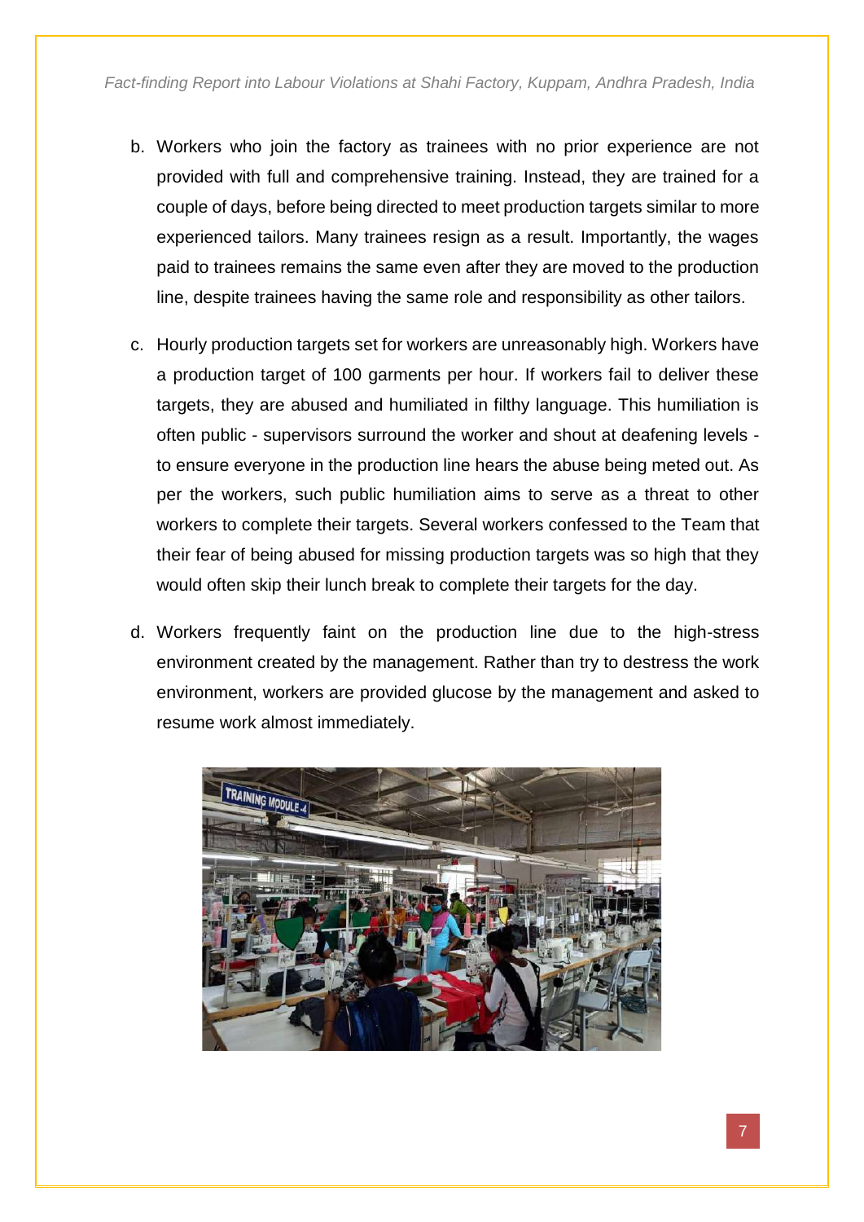b. Workers who join the factory as trainees with no prior experience are not provided with full and comprehensive training. Instead, they are trained for a couple of days, before being directed to meet production targets similar to more experienced tailors. Many trainees resign as a result. Importantly, the wages paid to trainees remains the same even after they are moved to the production line, despite trainees having the same role and responsibility as other tailors.

c. Hourly production targets set for workers are unreasonably high. Workers have a production target of 100 garments per hour. If workers fail to deliver these targets, they are abused and humiliated in filthy language. This humiliation is often public - supervisors surround the worker and shout at deafening levels - to ensure everyone in the production line hears the abuse being meted out. As per the workers, such public humiliation aims to serve as a threat to other workers to complete their targets. Several workers confessed to the Team that their fear of being abused for missing production targets was so high that they would often skip their lunch break to complete their targets for the day.

d. Workers frequently faint on the production line due to the high-stress environment created by the management. Rather than try to destress the work environment, workers are provided glucose by the management and asked to resume work almost immediately.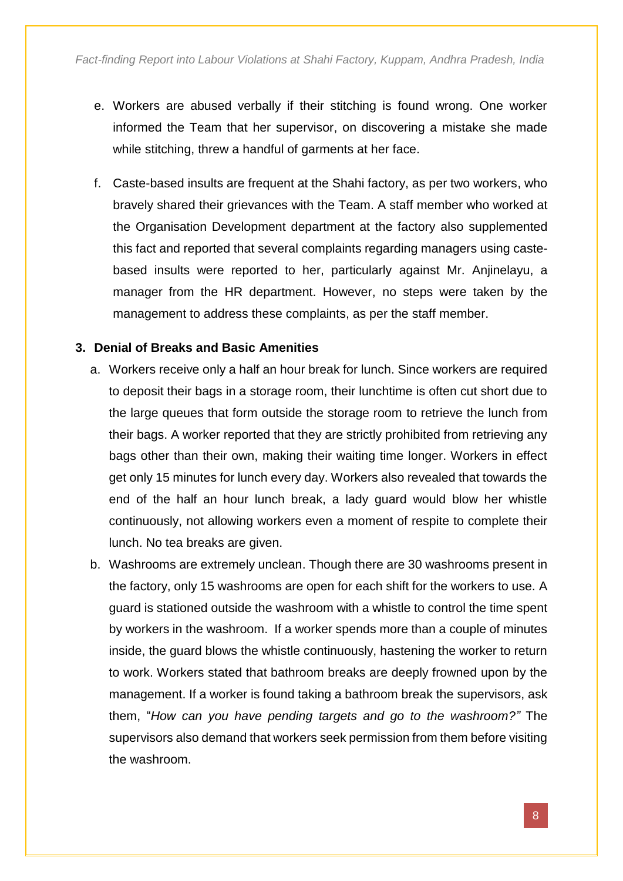e. Workers are abused verbally if their stitching is found wrong. One worker informed the Team that her supervisor, on discovering a mistake she made while stitching, threw a handful of garments at her face.

f. Caste-based insults are frequent at the Shahi factory, as per two workers, who bravely shared their grievances with the Team. A staff member who worked at the Organisation Development department at the factory also supplemented this fact and reported that several complaints regarding managers using caste-based insults were reported to her, particularly against Mr. Anjinelayu, a manager from the HR department. However, no steps were taken by the management to address these complaints, as per the staff member.

### 3. Denial of Breaks and Basic Amenities

a. Workers receive only a half an hour break for lunch. Since workers are required to deposit their bags in a storage room, their lunchtime is often cut short due to the large queues that form outside the storage room to retrieve the lunch from their bags. A worker reported that they are strictly prohibited from retrieving any bags other than their own, making their waiting time longer. Workers in effect get only 15 minutes for lunch every day. Workers also revealed that towards the end of the half an hour lunch break, a lady guard would blow her whistle continuously, not allowing workers even a moment of respite to complete their lunch. No tea breaks are given.

b. Washrooms are extremely unclean. Though there are 30 washrooms present in the factory, only 15 washrooms are open for each shift for the workers to use. A guard is stationed outside the washroom with a whistle to control the time spent by workers in the washroom. If a worker spends more than a couple of minutes inside, the guard blows the whistle continuously, hastening the worker to return to work. Workers stated that bathroom breaks are deeply frowned upon by the management. If a worker is found taking a bathroom break the supervisors, ask them, "*How can you have pending targets and go to the washroom?"* The supervisors also demand that workers seek permission from them before visiting the washroom.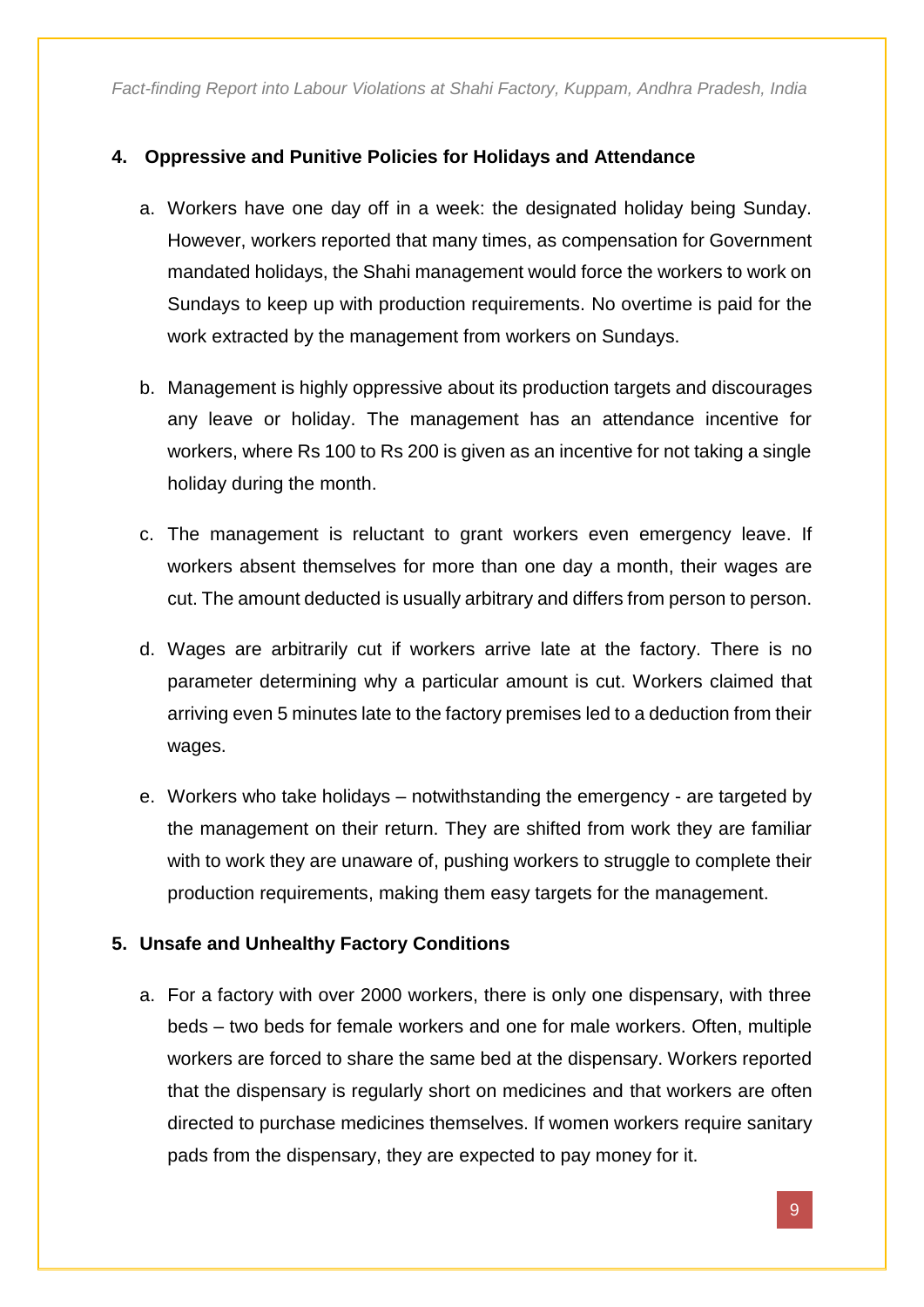## 4. Oppressive and Punitive Policies for Holidays and Attendance

a. Workers have one day off in a week: the designated holiday being Sunday. However, workers reported that many times, as compensation for Government mandated holidays, the Shahi management would force the workers to work on Sundays to keep up with production requirements. No overtime is paid for the work extracted by the management from workers on Sundays.

b. Management is highly oppressive about its production targets and discourages any leave or holiday. The management has an attendance incentive for workers, where Rs 100 to Rs 200 is given as an incentive for not taking a single holiday during the month.

c. The management is reluctant to grant workers even emergency leave. If workers absent themselves for more than one day a month, their wages are cut. The amount deducted is usually arbitrary and differs from person to person.

d. Wages are arbitrarily cut if workers arrive late at the factory. There is no parameter determining why a particular amount is cut. Workers claimed that arriving even 5 minutes late to the factory premises led to a deduction from their wages.

e. Workers who take holidays – notwithstanding the emergency - are targeted by the management on their return. They are shifted from work they are familiar with to work they are unaware of, pushing workers to struggle to complete their production requirements, making them easy targets for the management.

## 5. Unsafe and Unhealthy Factory Conditions

a. For a factory with over 2000 workers, there is only one dispensary, with three beds – two beds for female workers and one for male workers. Often, multiple workers are forced to share the same bed at the dispensary. Workers reported that the dispensary is regularly short on medicines and that workers are often directed to purchase medicines themselves. If women workers require sanitary pads from the dispensary, they are expected to pay money for it.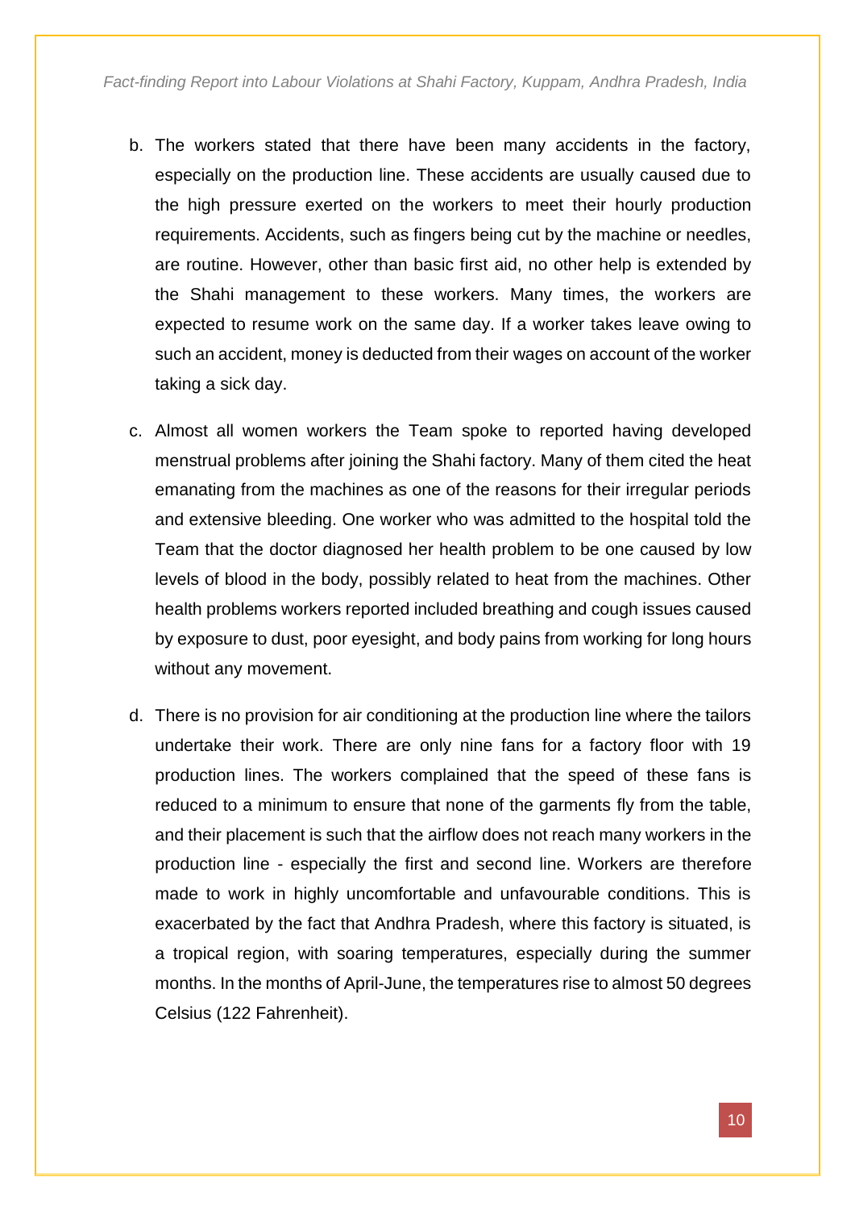b. The workers stated that there have been many accidents in the factory, especially on the production line. These accidents are usually caused due to the high pressure exerted on the workers to meet their hourly production requirements. Accidents, such as fingers being cut by the machine or needles, are routine. However, other than basic first aid, no other help is extended by the Shahi management to these workers. Many times, the workers are expected to resume work on the same day. If a worker takes leave owing to such an accident, money is deducted from their wages on account of the worker taking a sick day.

c. Almost all women workers the Team spoke to reported having developed menstrual problems after joining the Shahi factory. Many of them cited the heat emanating from the machines as one of the reasons for their irregular periods and extensive bleeding. One worker who was admitted to the hospital told the Team that the doctor diagnosed her health problem to be one caused by low levels of blood in the body, possibly related to heat from the machines. Other health problems workers reported included breathing and cough issues caused by exposure to dust, poor eyesight, and body pains from working for long hours without any movement.

d. There is no provision for air conditioning at the production line where the tailors undertake their work. There are only nine fans for a factory floor with 19 production lines. The workers complained that the speed of these fans is reduced to a minimum to ensure that none of the garments fly from the table, and their placement is such that the airflow does not reach many workers in the production line - especially the first and second line. Workers are therefore made to work in highly uncomfortable and unfavourable conditions. This is exacerbated by the fact that Andhra Pradesh, where this factory is situated, is a tropical region, with soaring temperatures, especially during the summer months. In the months of April-June, the temperatures rise to almost 50 degrees Celsius (122 Fahrenheit).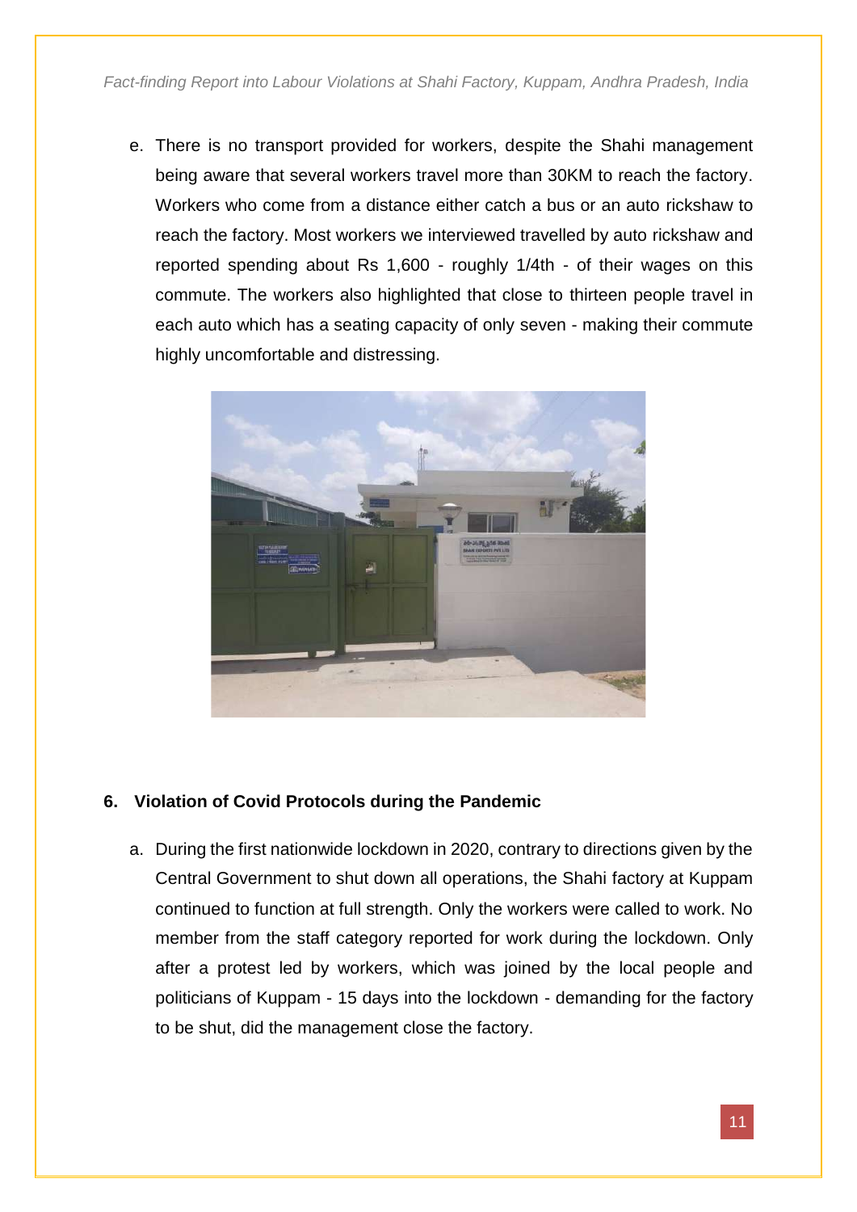e. There is no transport provided for workers, despite the Shahi management being aware that several workers travel more than 30KM to reach the factory. Workers who come from a distance either catch a bus or an auto rickshaw to reach the factory. Most workers we interviewed travelled by auto rickshaw and reported spending about Rs 1,600 - roughly 1/4th - of their wages on this commute. The workers also highlighted that close to thirteen people travel in each auto which has a seating capacity of only seven - making their commute highly uncomfortable and distressing.

## 6. Violation of Covid Protocols during the Pandemic

a. During the first nationwide lockdown in 2020, contrary to directions given by the Central Government to shut down all operations, the Shahi factory at Kuppam continued to function at full strength. Only the workers were called to work. No member from the staff category reported for work during the lockdown. Only after a protest led by workers, which was joined by the local people and politicians of Kuppam - 15 days into the lockdown - demanding for the factory to be shut, did the management close the factory.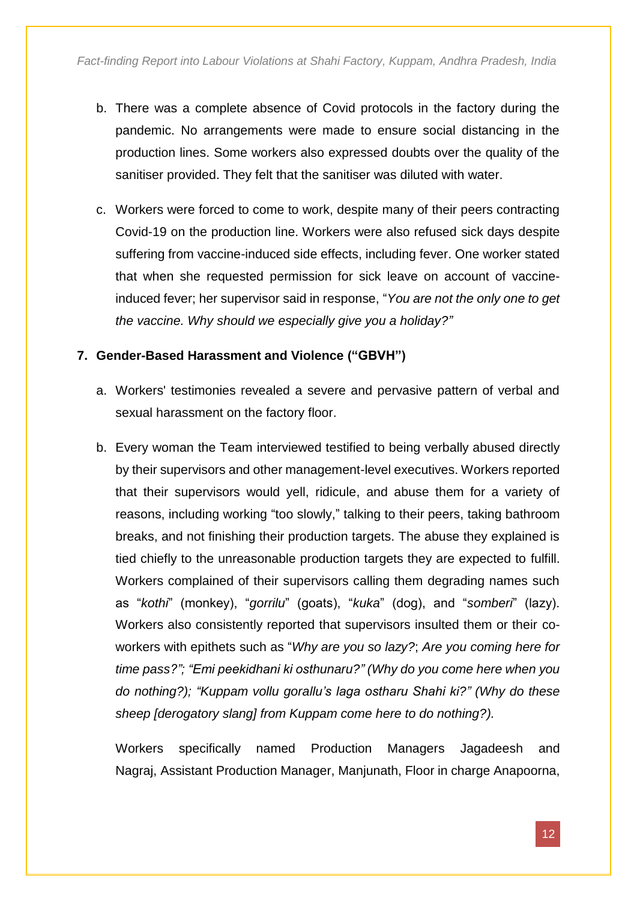b. There was a complete absence of Covid protocols in the factory during the pandemic. No arrangements were made to ensure social distancing in the production lines. Some workers also expressed doubts over the quality of the sanitiser provided. They felt that the sanitiser was diluted with water.

c. Workers were forced to come to work, despite many of their peers contracting Covid-19 on the production line. Workers were also refused sick days despite suffering from vaccine-induced side effects, including fever. One worker stated that when she requested permission for sick leave on account of vaccine-induced fever; her supervisor said in response, "*You are not the only one to get the vaccine. Why should we especially give you a holiday?"*

**7. Gender-Based Harassment and Violence ("GBVH")**

a. Workers' testimonies revealed a severe and pervasive pattern of verbal and sexual harassment on the factory floor.

b. Every woman the Team interviewed testified to being verbally abused directly by their supervisors and other management-level executives. Workers reported that their supervisors would yell, ridicule, and abuse them for a variety of reasons, including working "too slowly," talking to their peers, taking bathroom breaks, and not finishing their production targets. The abuse they explained is tied chiefly to the unreasonable production targets they are expected to fulfill. Workers complained of their supervisors calling them degrading names such as "*kothi*" (monkey), "*gorrilu*" (goats), "*kuka*" (dog), and "*somberi*" (lazy). Workers also consistently reported that supervisors insulted them or their co-workers with epithets such as "*Why are you so lazy?*; *Are you coming here for time pass?"; "Emi peekidhani ki osthunaru?" (Why do you come here when you do nothing?); "Kuppam vollu gorallu's laga ostharu Shahi ki?" (Why do these sheep [derogatory slang] from Kuppam come here to do nothing?).*

   Workers specifically named Production Managers Jagadeesh and Nagraj, Assistant Production Manager, Manjunath, Floor in charge Anapoorna,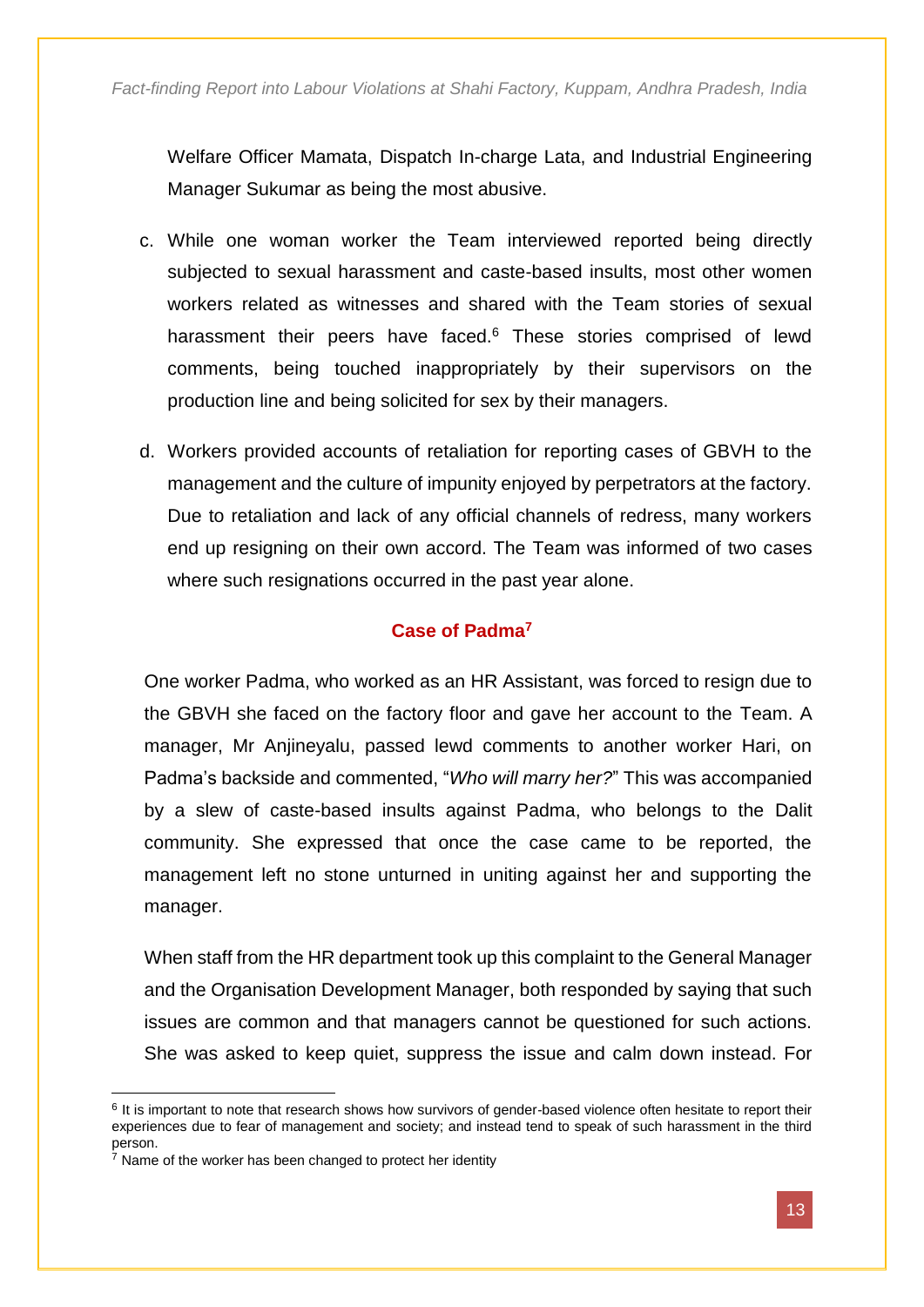Welfare Officer Mamata, Dispatch In-charge Lata, and Industrial Engineering Manager Sukumar as being the most abusive.

c. While one woman worker the Team interviewed reported being directly subjected to sexual harassment and caste-based insults, most other women workers related as witnesses and shared with the Team stories of sexual harassment their peers have faced.[6] These stories comprised of lewd comments, being touched inappropriately by their supervisors on the production line and being solicited for sex by their managers.

d. Workers provided accounts of retaliation for reporting cases of GBVH to the management and the culture of impunity enjoyed by perpetrators at the factory. Due to retaliation and lack of any official channels of redress, many workers end up resigning on their own accord. The Team was informed of two cases where such resignations occurred in the past year alone.

### Case of Padma[7]

One worker Padma, who worked as an HR Assistant, was forced to resign due to the GBVH she faced on the factory floor and gave her account to the Team. A manager, Mr Anjineyalu, passed lewd comments to another worker Hari, on Padma's backside and commented, "*Who will marry her?*" This was accompanied by a slew of caste-based insults against Padma, who belongs to the Dalit community. She expressed that once the case came to be reported, the management left no stone unturned in uniting against her and supporting the manager.

When staff from the HR department took up this complaint to the General Manager and the Organisation Development Manager, both responded by saying that such issues are common and that managers cannot be questioned for such actions. She was asked to keep quiet, suppress the issue and calm down instead. For

---

[6] It is important to note that research shows how survivors of gender-based violence often hesitate to report their experiences due to fear of management and society; and instead tend to speak of such harassment in the third person.

[7] Name of the worker has been changed to protect her identity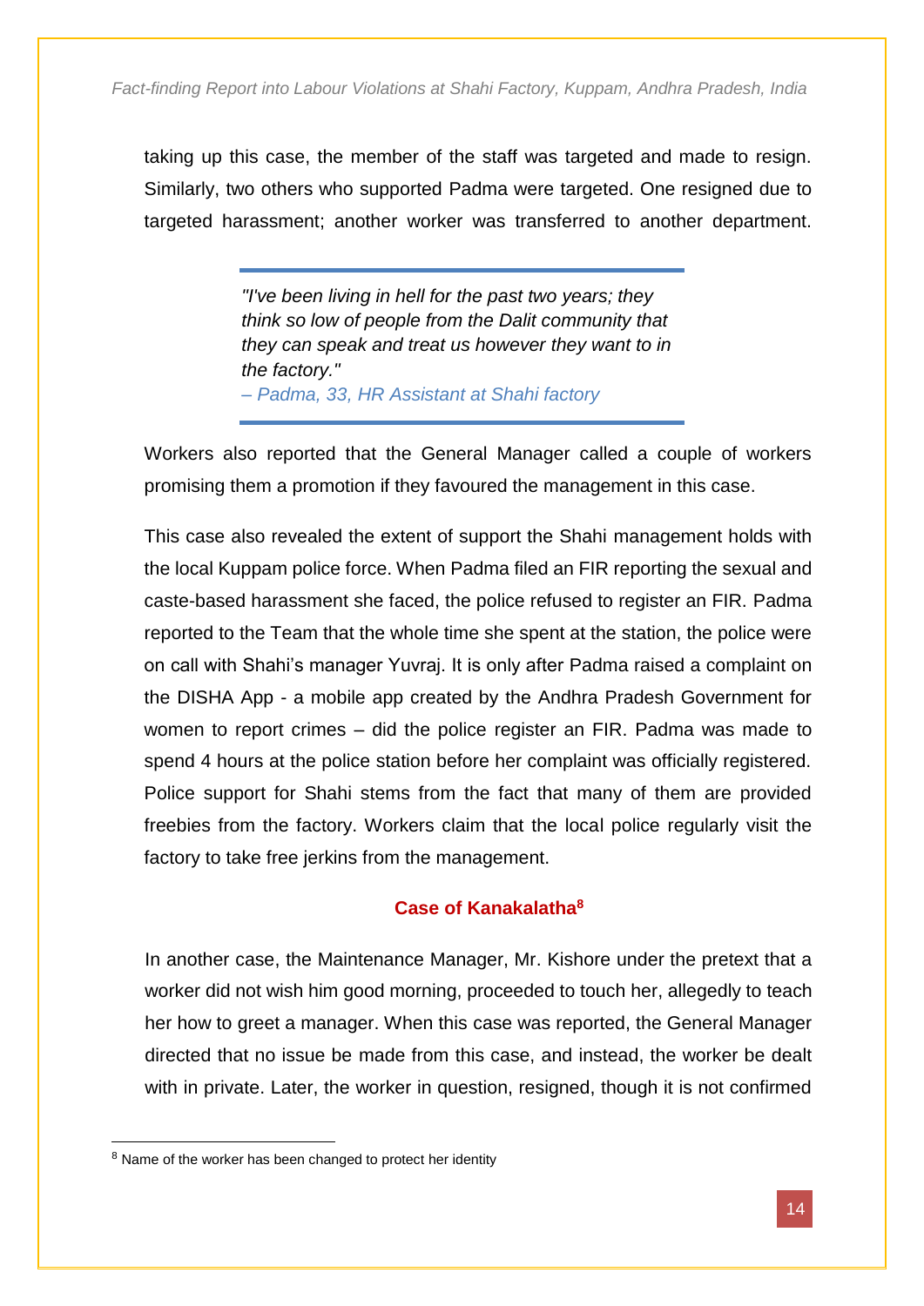taking up this case, the member of the staff was targeted and made to resign. Similarly, two others who supported Padma were targeted. One resigned due to targeted harassment; another worker was transferred to another department.

> *"I've been living in hell for the past two years; they think so low of people from the Dalit community that they can speak and treat us however they want to in the factory."*
> – Padma, 33, HR Assistant at Shahi factory

Workers also reported that the General Manager called a couple of workers promising them a promotion if they favoured the management in this case.

This case also revealed the extent of support the Shahi management holds with the local Kuppam police force. When Padma filed an FIR reporting the sexual and caste-based harassment she faced, the police refused to register an FIR. Padma reported to the Team that the whole time she spent at the station, the police were on call with Shahi's manager Yuvraj. It is only after Padma raised a complaint on the DISHA App - a mobile app created by the Andhra Pradesh Government for women to report crimes – did the police register an FIR. Padma was made to spend 4 hours at the police station before her complaint was officially registered. Police support for Shahi stems from the fact that many of them are provided freebies from the factory. Workers claim that the local police regularly visit the factory to take free jerkins from the management.

### Case of Kanakalatha[8]

In another case, the Maintenance Manager, Mr. Kishore under the pretext that a worker did not wish him good morning, proceeded to touch her, allegedly to teach her how to greet a manager. When this case was reported, the General Manager directed that no issue be made from this case, and instead, the worker be dealt with in private. Later, the worker in question, resigned, though it is not confirmed

[8] Name of the worker has been changed to protect her identity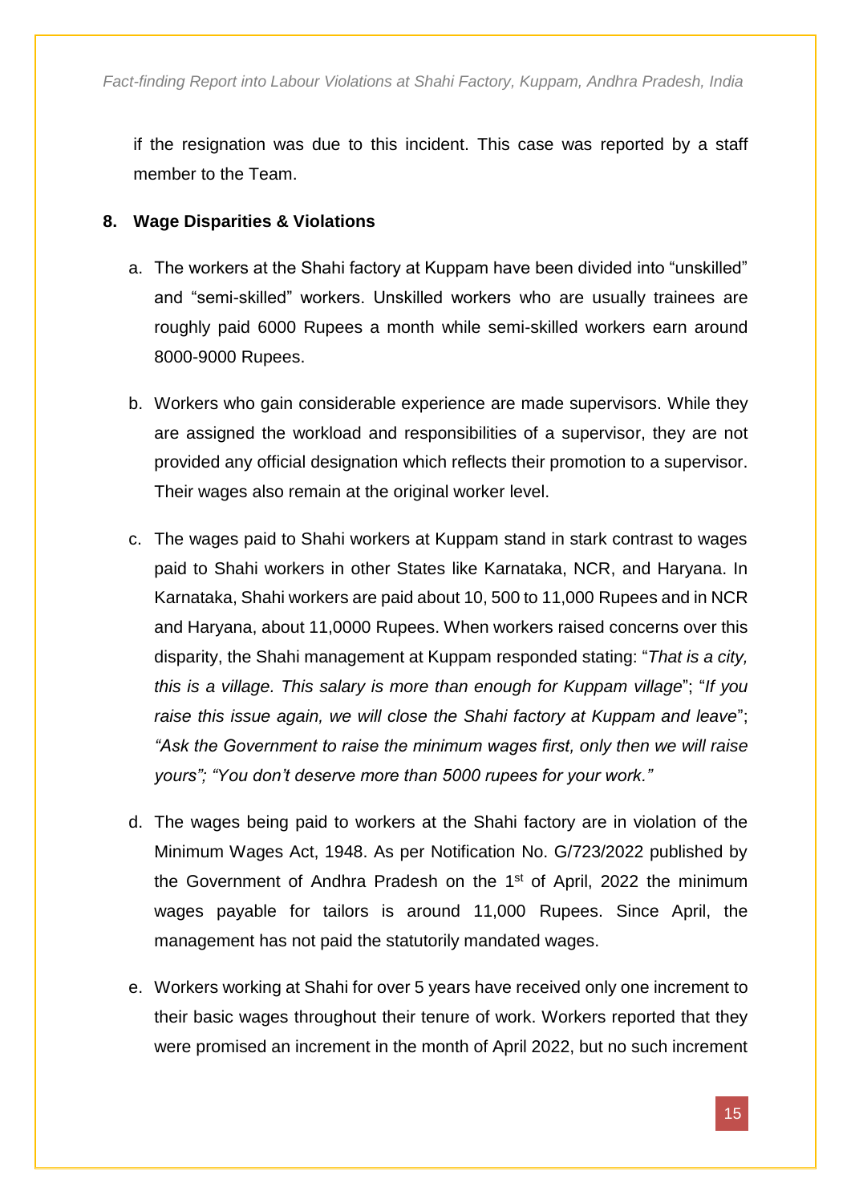if the resignation was due to this incident. This case was reported by a staff member to the Team.

## 8. Wage Disparities & Violations

a. The workers at the Shahi factory at Kuppam have been divided into "unskilled" and "semi-skilled" workers. Unskilled workers who are usually trainees are roughly paid 6000 Rupees a month while semi-skilled workers earn around 8000-9000 Rupees.

b. Workers who gain considerable experience are made supervisors. While they are assigned the workload and responsibilities of a supervisor, they are not provided any official designation which reflects their promotion to a supervisor. Their wages also remain at the original worker level.

c. The wages paid to Shahi workers at Kuppam stand in stark contrast to wages paid to Shahi workers in other States like Karnataka, NCR, and Haryana. In Karnataka, Shahi workers are paid about 10, 500 to 11,000 Rupees and in NCR and Haryana, about 11,0000 Rupees. When workers raised concerns over this disparity, the Shahi management at Kuppam responded stating: "*That is a city, this is a village. This salary is more than enough for Kuppam village*"; "*If you raise this issue again, we will close the Shahi factory at Kuppam and leave*"; *"Ask the Government to raise the minimum wages first, only then we will raise yours"; "You don't deserve more than 5000 rupees for your work."*

d. The wages being paid to workers at the Shahi factory are in violation of the Minimum Wages Act, 1948. As per Notification No. G/723/2022 published by the Government of Andhra Pradesh on the 1st of April, 2022 the minimum wages payable for tailors is around 11,000 Rupees. Since April, the management has not paid the statutorily mandated wages.

e. Workers working at Shahi for over 5 years have received only one increment to their basic wages throughout their tenure of work. Workers reported that they were promised an increment in the month of April 2022, but no such increment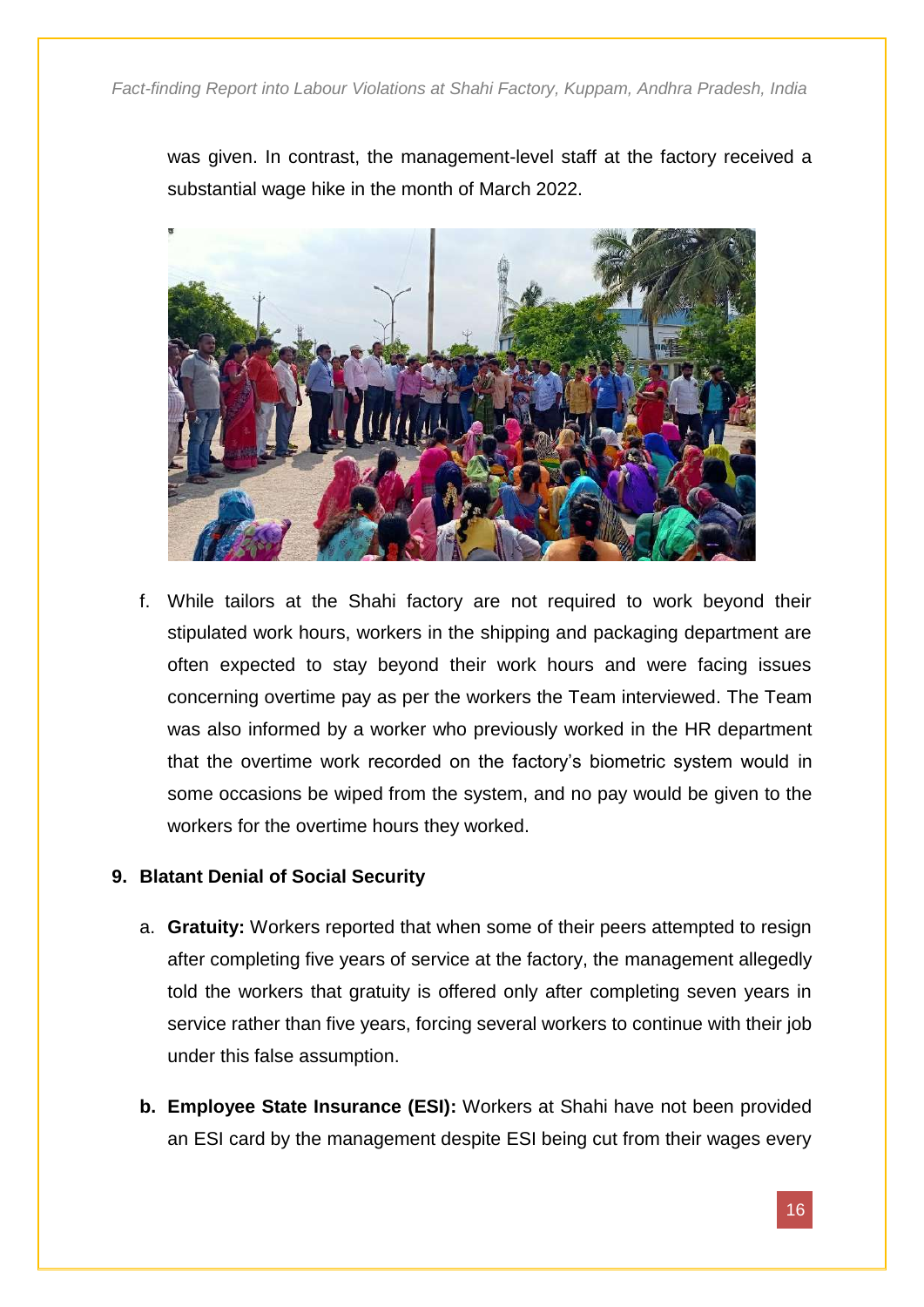was given. In contrast, the management-level staff at the factory received a substantial wage hike in the month of March 2022.

f. While tailors at the Shahi factory are not required to work beyond their stipulated work hours, workers in the shipping and packaging department are often expected to stay beyond their work hours and were facing issues concerning overtime pay as per the workers the Team interviewed. The Team was also informed by a worker who previously worked in the HR department that the overtime work recorded on the factory's biometric system would in some occasions be wiped from the system, and no pay would be given to the workers for the overtime hours they worked.

**9. Blatant Denial of Social Security**

a. **Gratuity:** Workers reported that when some of their peers attempted to resign after completing five years of service at the factory, the management allegedly told the workers that gratuity is offered only after completing seven years in service rather than five years, forcing several workers to continue with their job under this false assumption.

b. **Employee State Insurance (ESI):** Workers at Shahi have not been provided an ESI card by the management despite ESI being cut from their wages every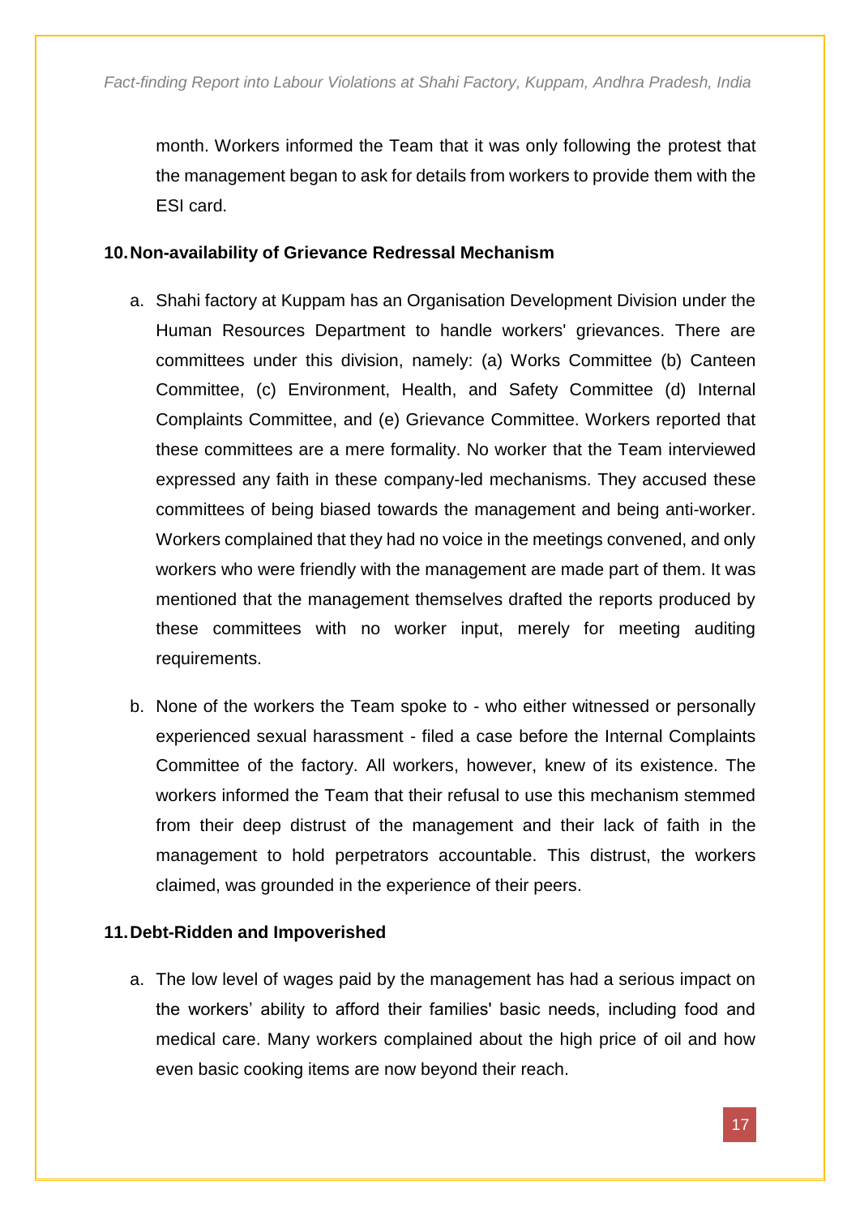month. Workers informed the Team that it was only following the protest that the management began to ask for details from workers to provide them with the ESI card.

**10. Non-availability of Grievance Redressal Mechanism**

a. Shahi factory at Kuppam has an Organisation Development Division under the Human Resources Department to handle workers' grievances. There are committees under this division, namely: (a) Works Committee (b) Canteen Committee, (c) Environment, Health, and Safety Committee (d) Internal Complaints Committee, and (e) Grievance Committee. Workers reported that these committees are a mere formality. No worker that the Team interviewed expressed any faith in these company-led mechanisms. They accused these committees of being biased towards the management and being anti-worker. Workers complained that they had no voice in the meetings convened, and only workers who were friendly with the management are made part of them. It was mentioned that the management themselves drafted the reports produced by these committees with no worker input, merely for meeting auditing requirements.

b. None of the workers the Team spoke to - who either witnessed or personally experienced sexual harassment - filed a case before the Internal Complaints Committee of the factory. All workers, however, knew of its existence. The workers informed the Team that their refusal to use this mechanism stemmed from their deep distrust of the management and their lack of faith in the management to hold perpetrators accountable. This distrust, the workers claimed, was grounded in the experience of their peers.

**11. Debt-Ridden and Impoverished**

a. The low level of wages paid by the management has had a serious impact on the workers' ability to afford their families' basic needs, including food and medical care. Many workers complained about the high price of oil and how even basic cooking items are now beyond their reach.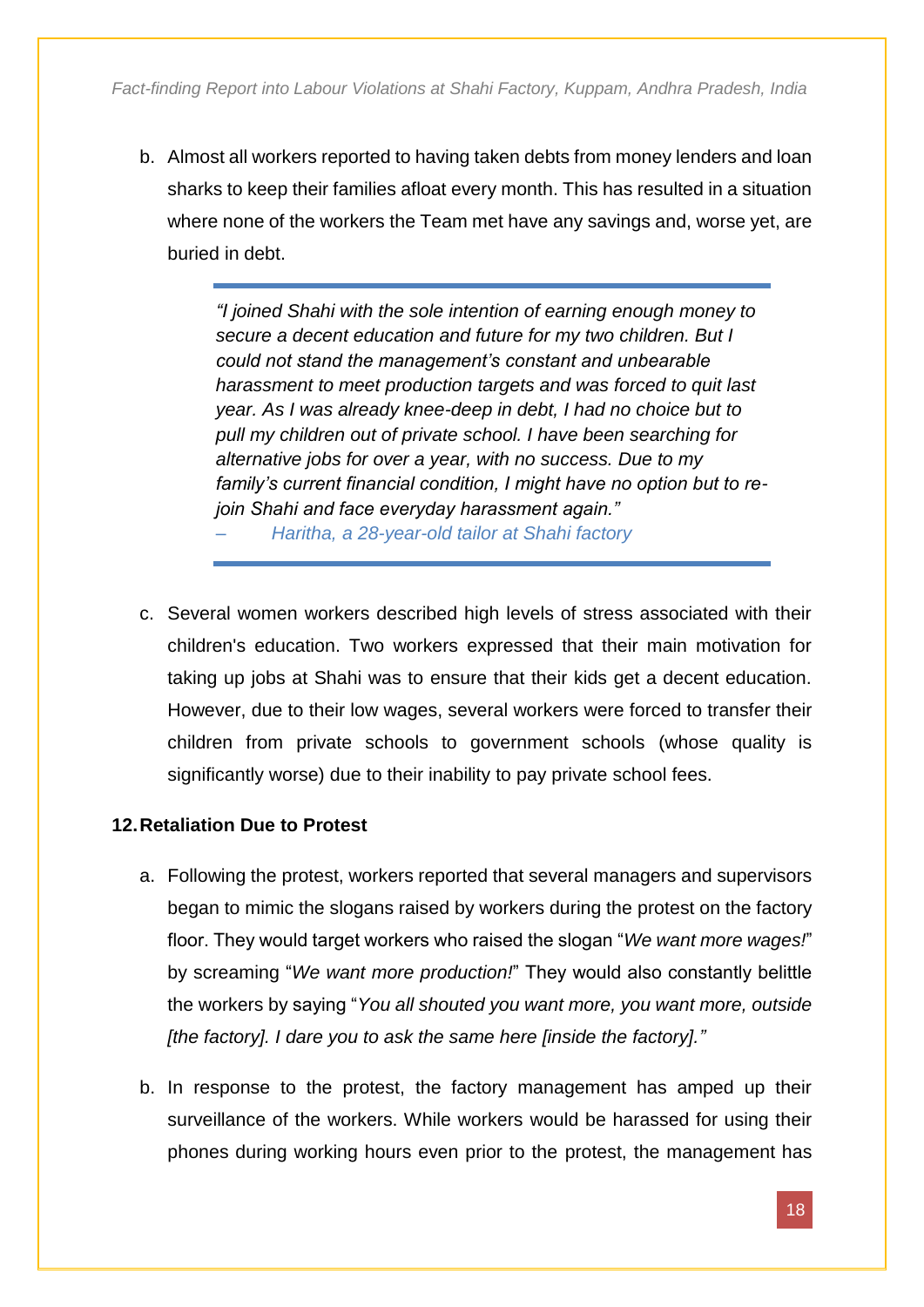b. Almost all workers reported to having taken debts from money lenders and loan sharks to keep their families afloat every month. This has resulted in a situation where none of the workers the Team met have any savings and, worse yet, are buried in debt.

> *"I joined Shahi with the sole intention of earning enough money to secure a decent education and future for my two children. But I could not stand the management's constant and unbearable harassment to meet production targets and was forced to quit last year. As I was already knee-deep in debt, I had no choice but to pull my children out of private school. I have been searching for alternative jobs for over a year, with no success. Due to my family's current financial condition, I might have no option but to re-join Shahi and face everyday harassment again."*
>
> – Haritha, a 28-year-old tailor at Shahi factory

c. Several women workers described high levels of stress associated with their children's education. Two workers expressed that their main motivation for taking up jobs at Shahi was to ensure that their kids get a decent education. However, due to their low wages, several workers were forced to transfer their children from private schools to government schools (whose quality is significantly worse) due to their inability to pay private school fees.

### 12. Retaliation Due to Protest

a. Following the protest, workers reported that several managers and supervisors began to mimic the slogans raised by workers during the protest on the factory floor. They would target workers who raised the slogan "*We want more wages!*" by screaming "*We want more production!*" They would also constantly belittle the workers by saying "*You all shouted you want more, you want more, outside [the factory]. I dare you to ask the same here [inside the factory]."*

b. In response to the protest, the factory management has amped up their surveillance of the workers. While workers would be harassed for using their phones during working hours even prior to the protest, the management has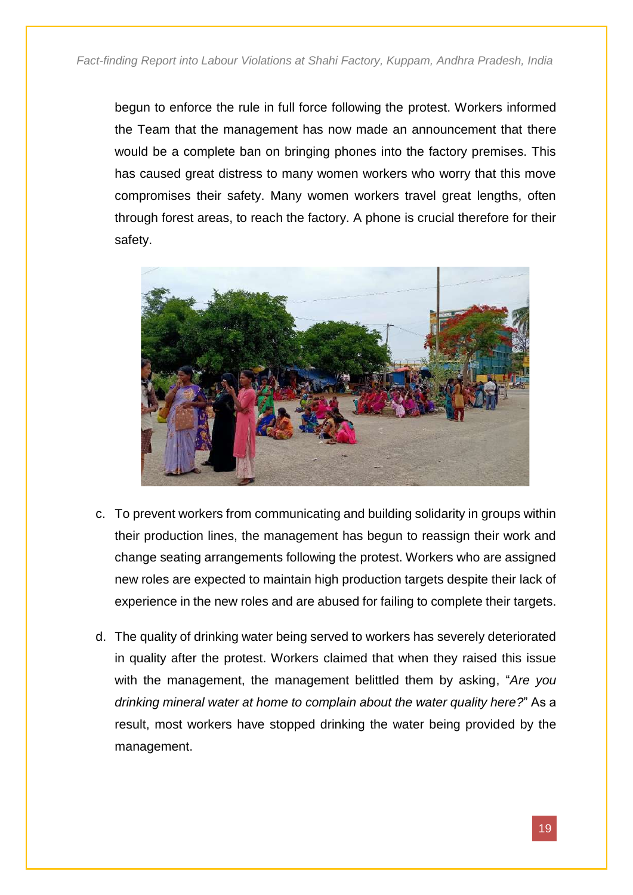begun to enforce the rule in full force following the protest. Workers informed the Team that the management has now made an announcement that there would be a complete ban on bringing phones into the factory premises. This has caused great distress to many women workers who worry that this move compromises their safety. Many women workers travel great lengths, often through forest areas, to reach the factory. A phone is crucial therefore for their safety.

c. To prevent workers from communicating and building solidarity in groups within their production lines, the management has begun to reassign their work and change seating arrangements following the protest. Workers who are assigned new roles are expected to maintain high production targets despite their lack of experience in the new roles and are abused for failing to complete their targets.

d. The quality of drinking water being served to workers has severely deteriorated in quality after the protest. Workers claimed that when they raised this issue with the management, the management belittled them by asking, "*Are you drinking mineral water at home to complain about the water quality here?*" As a result, most workers have stopped drinking the water being provided by the management.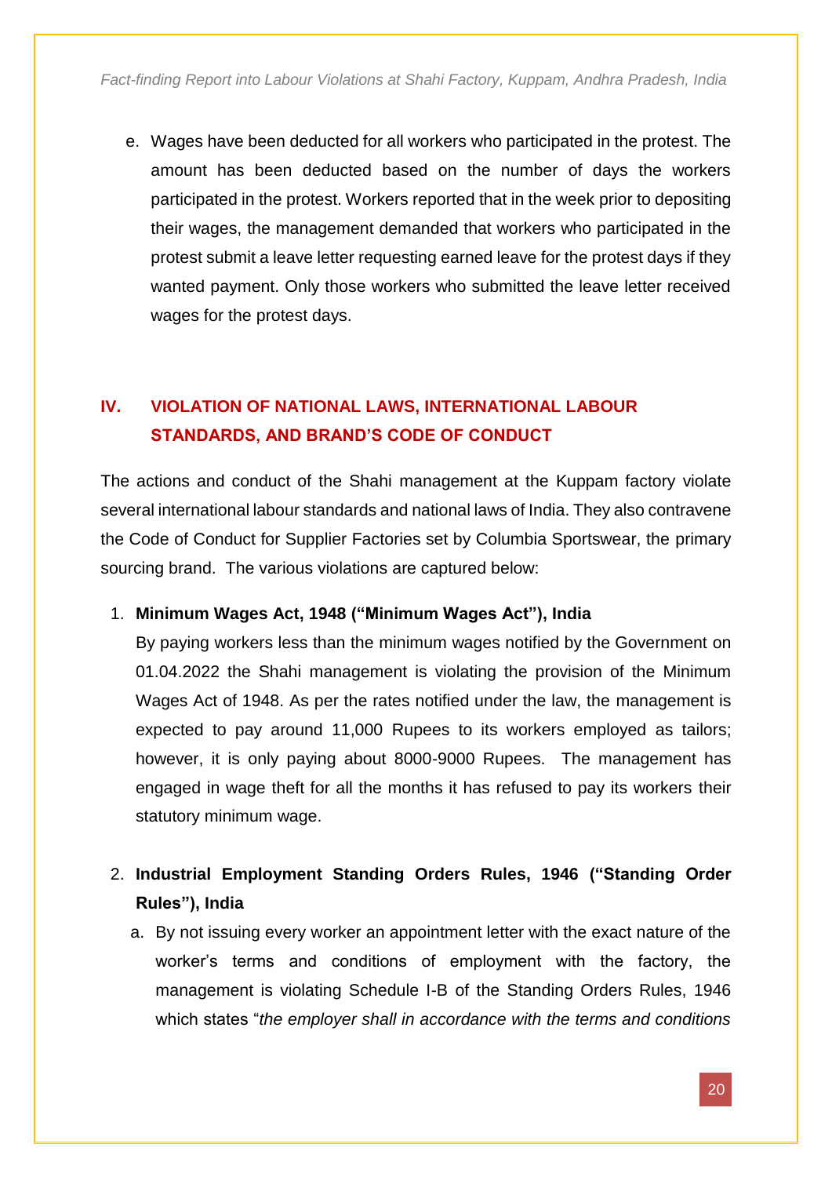e. Wages have been deducted for all workers who participated in the protest. The amount has been deducted based on the number of days the workers participated in the protest. Workers reported that in the week prior to depositing their wages, the management demanded that workers who participated in the protest submit a leave letter requesting earned leave for the protest days if they wanted payment. Only those workers who submitted the leave letter received wages for the protest days.

## IV. VIOLATION OF NATIONAL LAWS, INTERNATIONAL LABOUR STANDARDS, AND BRAND'S CODE OF CONDUCT

The actions and conduct of the Shahi management at the Kuppam factory violate several international labour standards and national laws of India. They also contravene the Code of Conduct for Supplier Factories set by Columbia Sportswear, the primary sourcing brand. The various violations are captured below:

1. **Minimum Wages Act, 1948 ("Minimum Wages Act"), India**

   By paying workers less than the minimum wages notified by the Government on 01.04.2022 the Shahi management is violating the provision of the Minimum Wages Act of 1948. As per the rates notified under the law, the management is expected to pay around 11,000 Rupees to its workers employed as tailors; however, it is only paying about 8000-9000 Rupees. The management has engaged in wage theft for all the months it has refused to pay its workers their statutory minimum wage.

2. **Industrial Employment Standing Orders Rules, 1946 ("Standing Order Rules"), India**

   a. By not issuing every worker an appointment letter with the exact nature of the worker's terms and conditions of employment with the factory, the management is violating Schedule I-B of the Standing Orders Rules, 1946 which states "*the employer shall in accordance with the terms and conditions*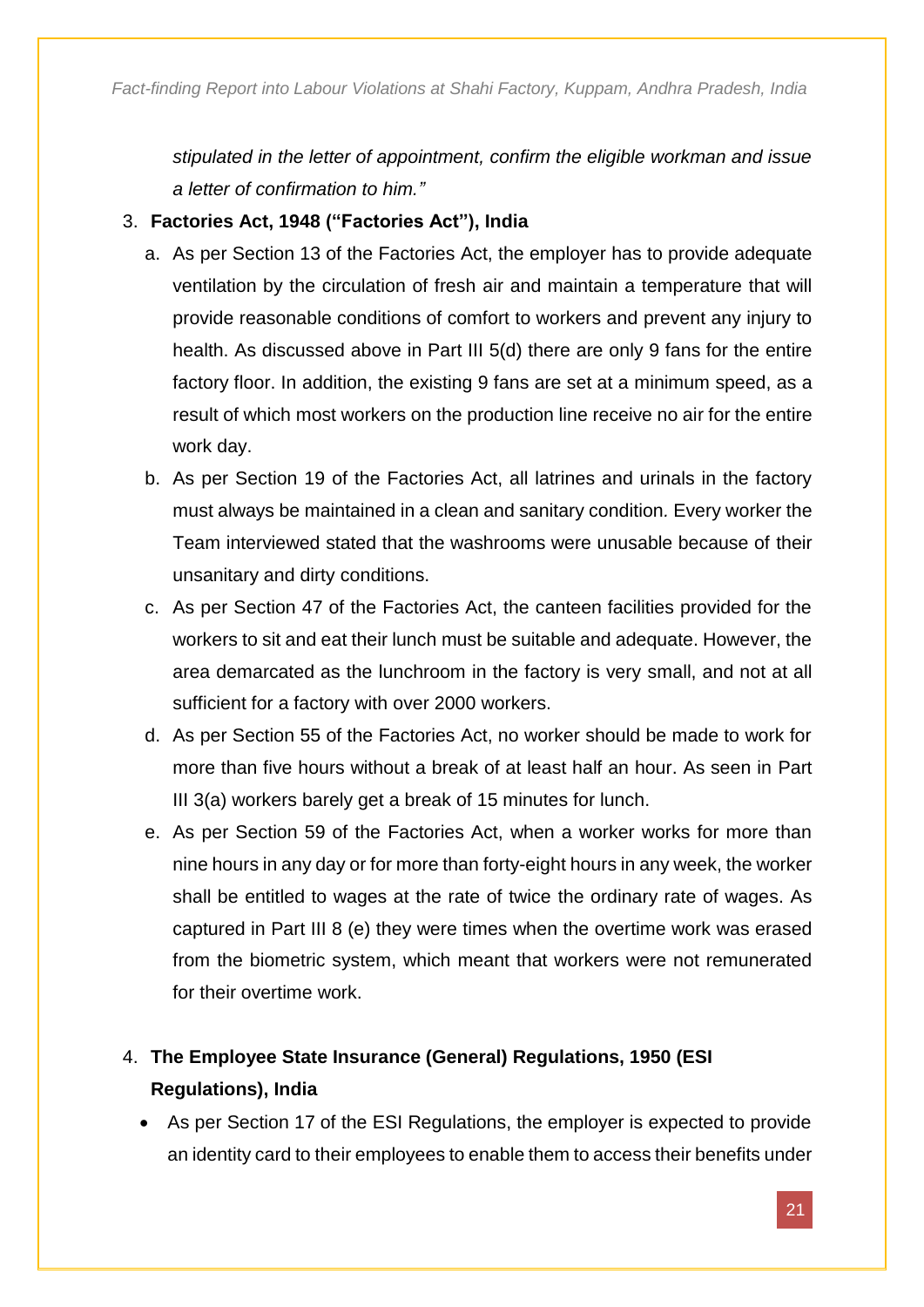*stipulated in the letter of appointment, confirm the eligible workman and issue a letter of confirmation to him."*

3. **Factories Act, 1948 ("Factories Act"), India**

   a. As per Section 13 of the Factories Act, the employer has to provide adequate ventilation by the circulation of fresh air and maintain a temperature that will provide reasonable conditions of comfort to workers and prevent any injury to health. As discussed above in Part III 5(d) there are only 9 fans for the entire factory floor. In addition, the existing 9 fans are set at a minimum speed, as a result of which most workers on the production line receive no air for the entire work day.

   b. As per Section 19 of the Factories Act, all latrines and urinals in the factory must always be maintained in a clean and sanitary condition. Every worker the Team interviewed stated that the washrooms were unusable because of their unsanitary and dirty conditions.

   c. As per Section 47 of the Factories Act, the canteen facilities provided for the workers to sit and eat their lunch must be suitable and adequate. However, the area demarcated as the lunchroom in the factory is very small, and not at all sufficient for a factory with over 2000 workers.

   d. As per Section 55 of the Factories Act, no worker should be made to work for more than five hours without a break of at least half an hour. As seen in Part III 3(a) workers barely get a break of 15 minutes for lunch.

   e. As per Section 59 of the Factories Act, when a worker works for more than nine hours in any day or for more than forty-eight hours in any week, the worker shall be entitled to wages at the rate of twice the ordinary rate of wages. As captured in Part III 8 (e) they were times when the overtime work was erased from the biometric system, which meant that workers were not remunerated for their overtime work.

4. **The Employee State Insurance (General) Regulations, 1950 (ESI Regulations), India**

   - As per Section 17 of the ESI Regulations, the employer is expected to provide an identity card to their employees to enable them to access their benefits under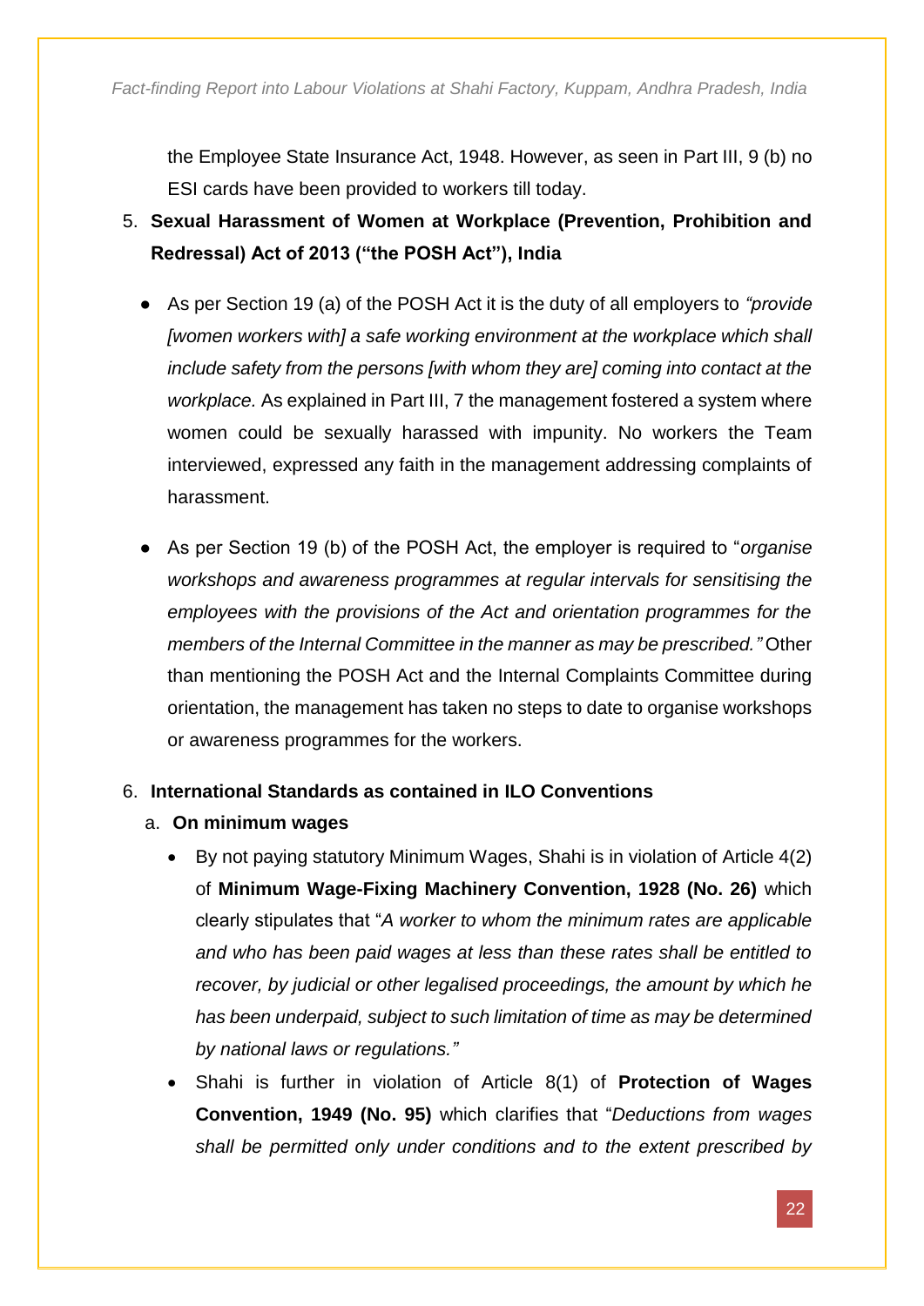the Employee State Insurance Act, 1948. However, as seen in Part III, 9 (b) no ESI cards have been provided to workers till today.

5. **Sexual Harassment of Women at Workplace (Prevention, Prohibition and Redressal) Act of 2013 ("the POSH Act"), India**

    - As per Section 19 (a) of the POSH Act it is the duty of all employers to *"provide [women workers with] a safe working environment at the workplace which shall include safety from the persons [with whom they are] coming into contact at the workplace.* As explained in Part III, 7 the management fostered a system where women could be sexually harassed with impunity. No workers the Team interviewed, expressed any faith in the management addressing complaints of harassment.

    - As per Section 19 (b) of the POSH Act, the employer is required to "*organise workshops and awareness programmes at regular intervals for sensitising the employees with the provisions of the Act and orientation programmes for the members of the Internal Committee in the manner as may be prescribed."* Other than mentioning the POSH Act and the Internal Complaints Committee during orientation, the management has taken no steps to date to organise workshops or awareness programmes for the workers.

6. **International Standards as contained in ILO Conventions**

    a. **On minimum wages**

    - By not paying statutory Minimum Wages, Shahi is in violation of Article 4(2) of **Minimum Wage-Fixing Machinery Convention, 1928 (No. 26)** which clearly stipulates that "*A worker to whom the minimum rates are applicable and who has been paid wages at less than these rates shall be entitled to recover, by judicial or other legalised proceedings, the amount by which he has been underpaid, subject to such limitation of time as may be determined by national laws or regulations."*
    - Shahi is further in violation of Article 8(1) of **Protection of Wages Convention, 1949 (No. 95)** which clarifies that "*Deductions from wages shall be permitted only under conditions and to the extent prescribed by*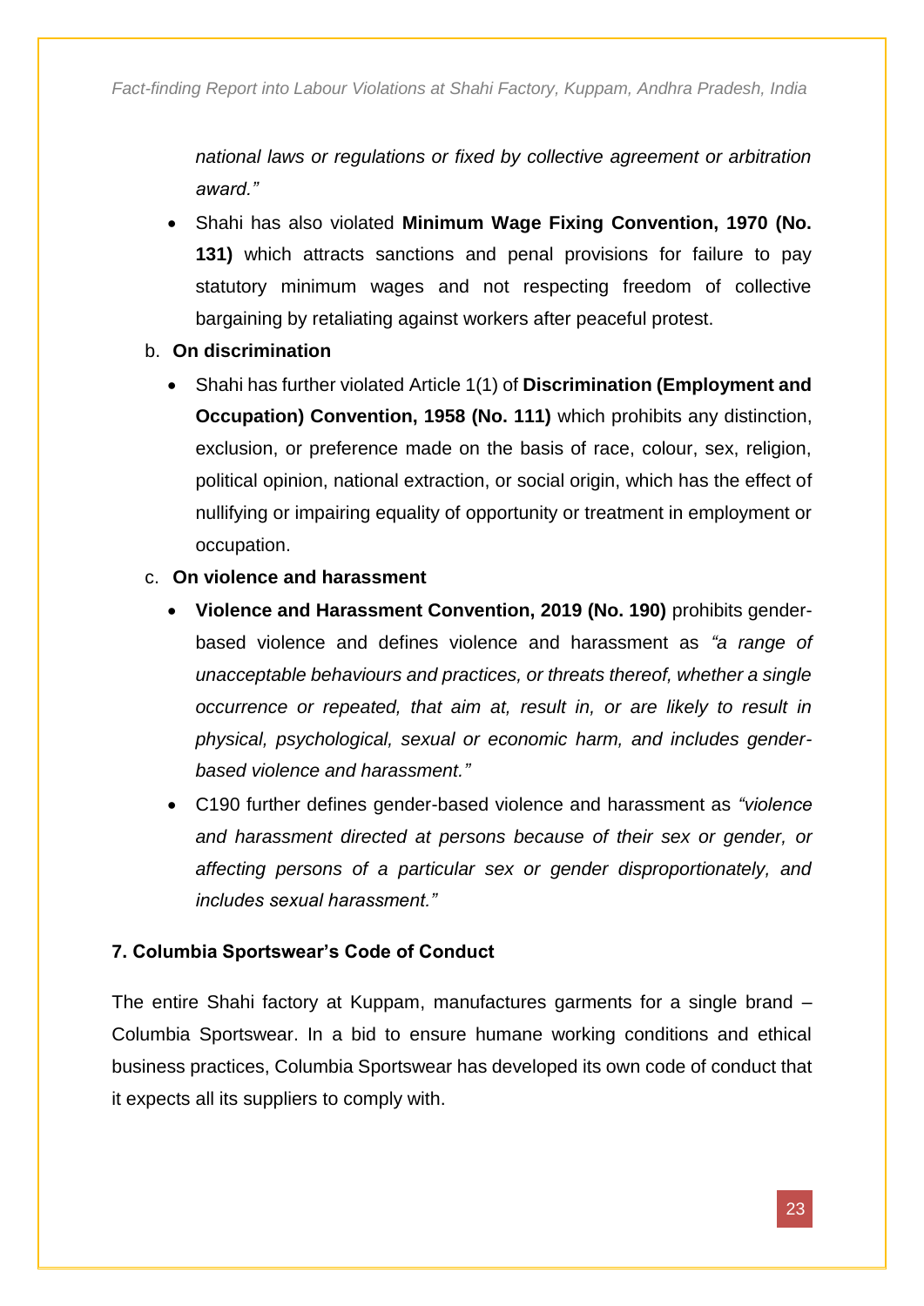*national laws or regulations or fixed by collective agreement or arbitration award."*

- Shahi has also violated **Minimum Wage Fixing Convention, 1970 (No. 131)** which attracts sanctions and penal provisions for failure to pay statutory minimum wages and not respecting freedom of collective bargaining by retaliating against workers after peaceful protest.

b. **On discrimination**

- Shahi has further violated Article 1(1) of **Discrimination (Employment and Occupation) Convention, 1958 (No. 111)** which prohibits any distinction, exclusion, or preference made on the basis of race, colour, sex, religion, political opinion, national extraction, or social origin, which has the effect of nullifying or impairing equality of opportunity or treatment in employment or occupation.

c. **On violence and harassment**

- **Violence and Harassment Convention, 2019 (No. 190)** prohibits gender-based violence and defines violence and harassment as *"a range of unacceptable behaviours and practices, or threats thereof, whether a single occurrence or repeated, that aim at, result in, or are likely to result in physical, psychological, sexual or economic harm, and includes gender-based violence and harassment."*
- C190 further defines gender-based violence and harassment as *"violence and harassment directed at persons because of their sex or gender, or affecting persons of a particular sex or gender disproportionately, and includes sexual harassment."*

### 7. Columbia Sportswear's Code of Conduct

The entire Shahi factory at Kuppam, manufactures garments for a single brand – Columbia Sportswear. In a bid to ensure humane working conditions and ethical business practices, Columbia Sportswear has developed its own code of conduct that it expects all its suppliers to comply with.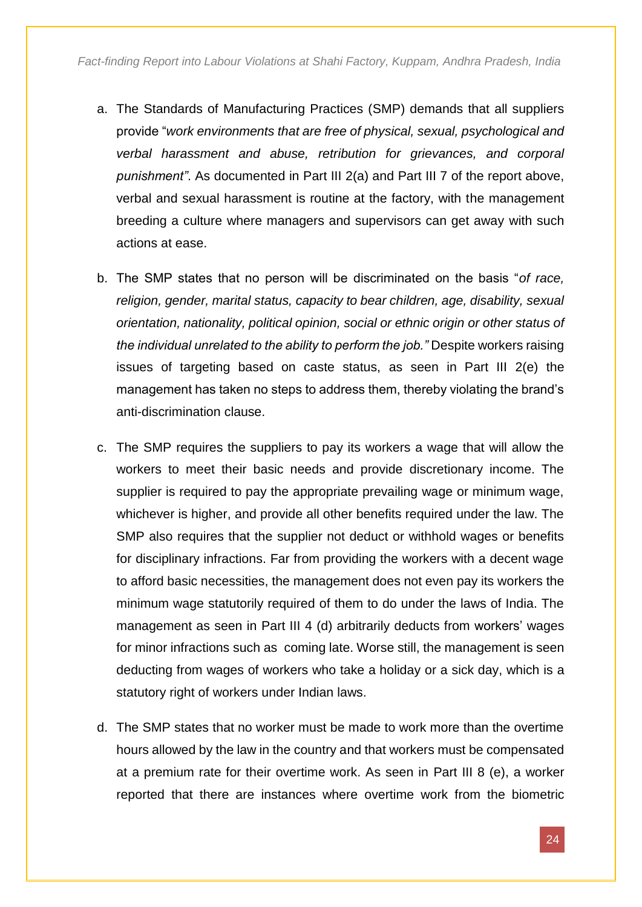a. The Standards of Manufacturing Practices (SMP) demands that all suppliers provide "*work environments that are free of physical, sexual, psychological and verbal harassment and abuse, retribution for grievances, and corporal punishment"*. As documented in Part III 2(a) and Part III 7 of the report above, verbal and sexual harassment is routine at the factory, with the management breeding a culture where managers and supervisors can get away with such actions at ease.

b. The SMP states that no person will be discriminated on the basis "*of race, religion, gender, marital status, capacity to bear children, age, disability, sexual orientation, nationality, political opinion, social or ethnic origin or other status of the individual unrelated to the ability to perform the job."* Despite workers raising issues of targeting based on caste status, as seen in Part III 2(e) the management has taken no steps to address them, thereby violating the brand's anti-discrimination clause.

c. The SMP requires the suppliers to pay its workers a wage that will allow the workers to meet their basic needs and provide discretionary income. The supplier is required to pay the appropriate prevailing wage or minimum wage, whichever is higher, and provide all other benefits required under the law. The SMP also requires that the supplier not deduct or withhold wages or benefits for disciplinary infractions. Far from providing the workers with a decent wage to afford basic necessities, the management does not even pay its workers the minimum wage statutorily required of them to do under the laws of India. The management as seen in Part III 4 (d) arbitrarily deducts from workers' wages for minor infractions such as coming late. Worse still, the management is seen deducting from wages of workers who take a holiday or a sick day, which is a statutory right of workers under Indian laws.

d. The SMP states that no worker must be made to work more than the overtime hours allowed by the law in the country and that workers must be compensated at a premium rate for their overtime work. As seen in Part III 8 (e), a worker reported that there are instances where overtime work from the biometric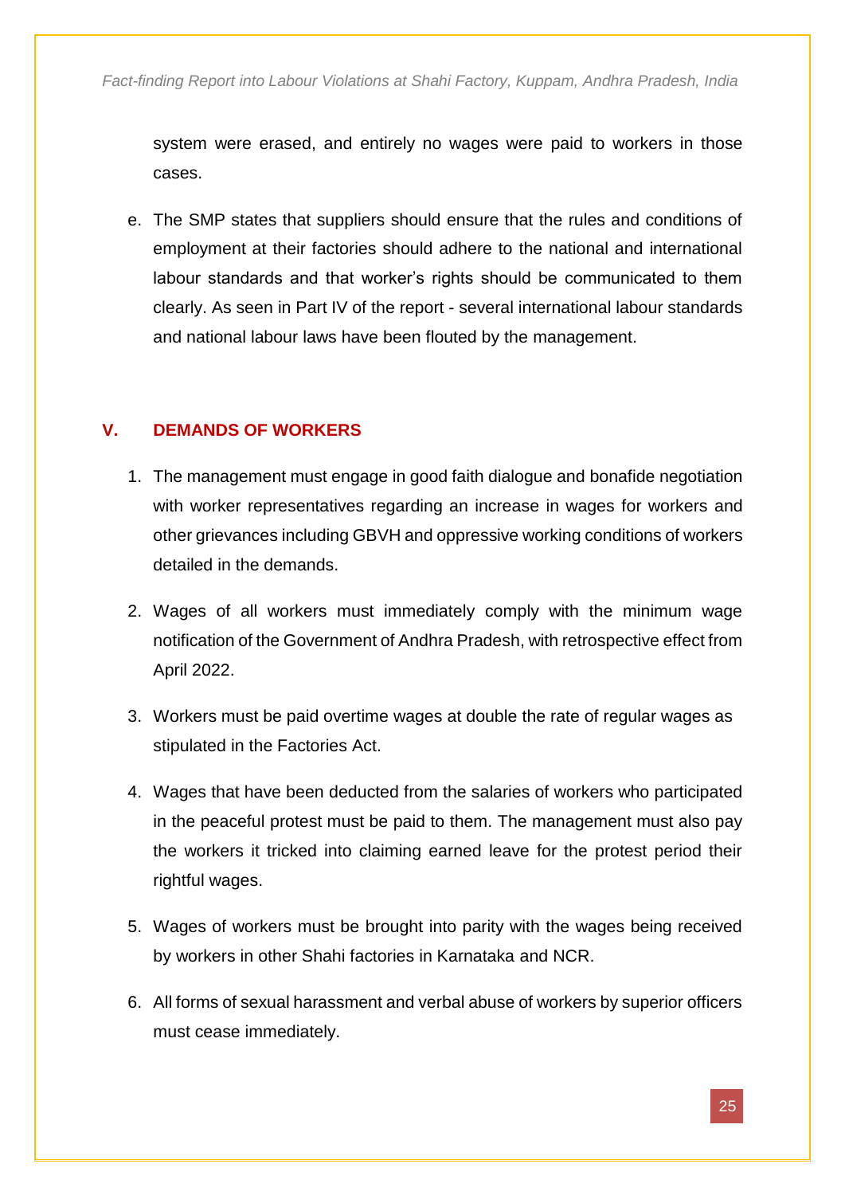system were erased, and entirely no wages were paid to workers in those cases.

e. The SMP states that suppliers should ensure that the rules and conditions of employment at their factories should adhere to the national and international labour standards and that worker's rights should be communicated to them clearly. As seen in Part IV of the report - several international labour standards and national labour laws have been flouted by the management.

## V. DEMANDS OF WORKERS

1. The management must engage in good faith dialogue and bonafide negotiation with worker representatives regarding an increase in wages for workers and other grievances including GBVH and oppressive working conditions of workers detailed in the demands.
2. Wages of all workers must immediately comply with the minimum wage notification of the Government of Andhra Pradesh, with retrospective effect from April 2022.
3. Workers must be paid overtime wages at double the rate of regular wages as stipulated in the Factories Act.
4. Wages that have been deducted from the salaries of workers who participated in the peaceful protest must be paid to them. The management must also pay the workers it tricked into claiming earned leave for the protest period their rightful wages.
5. Wages of workers must be brought into parity with the wages being received by workers in other Shahi factories in Karnataka and NCR.
6. All forms of sexual harassment and verbal abuse of workers by superior officers must cease immediately.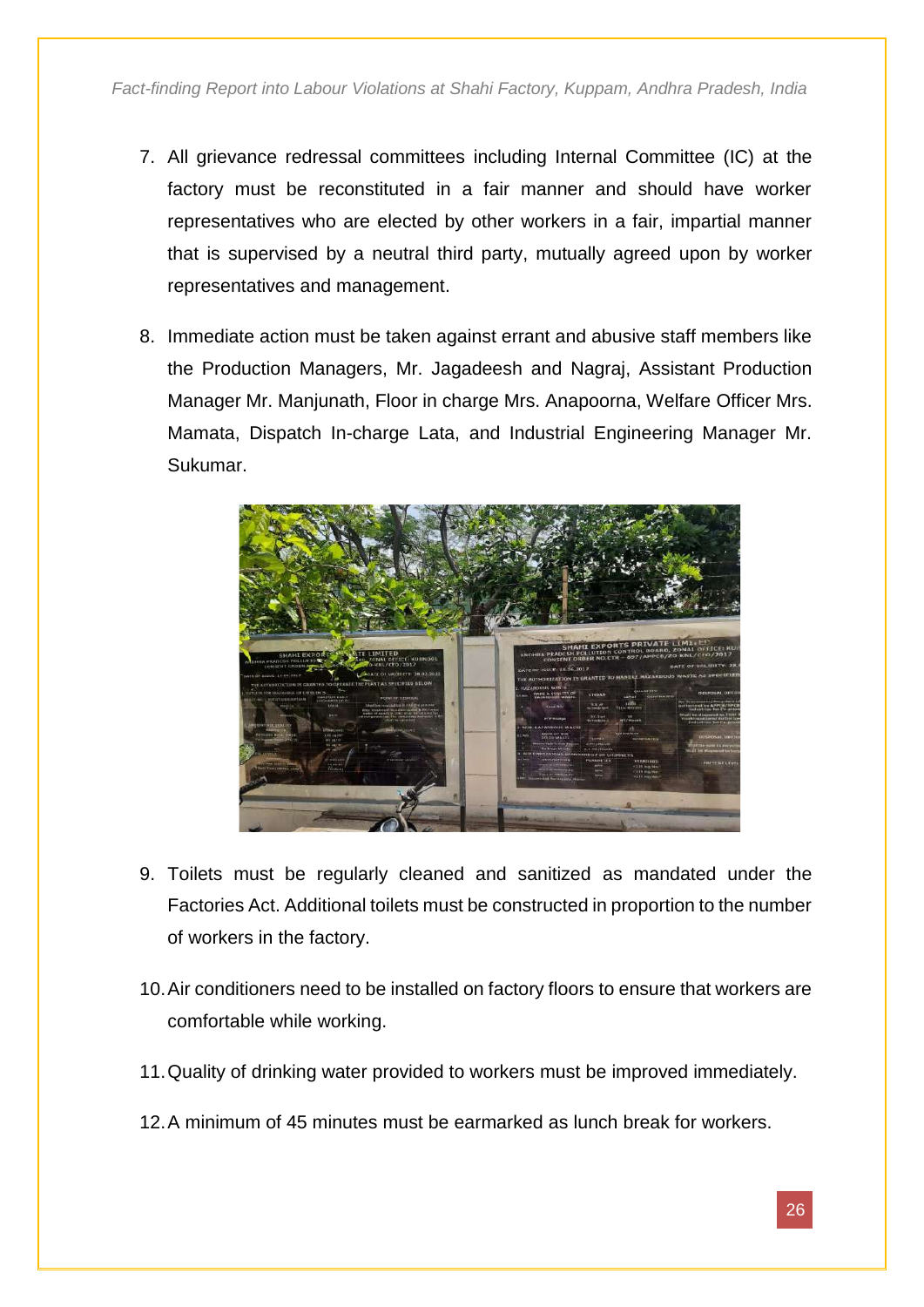7. All grievance redressal committees including Internal Committee (IC) at the factory must be reconstituted in a fair manner and should have worker representatives who are elected by other workers in a fair, impartial manner that is supervised by a neutral third party, mutually agreed upon by worker representatives and management.

8. Immediate action must be taken against errant and abusive staff members like the Production Managers, Mr. Jagadeesh and Nagraj, Assistant Production Manager Mr. Manjunath, Floor in charge Mrs. Anapoorna, Welfare Officer Mrs. Mamata, Dispatch In-charge Lata, and Industrial Engineering Manager Mr. Sukumar.

9. Toilets must be regularly cleaned and sanitized as mandated under the Factories Act. Additional toilets must be constructed in proportion to the number of workers in the factory.

10. Air conditioners need to be installed on factory floors to ensure that workers are comfortable while working.

11. Quality of drinking water provided to workers must be improved immediately.

12. A minimum of 45 minutes must be earmarked as lunch break for workers.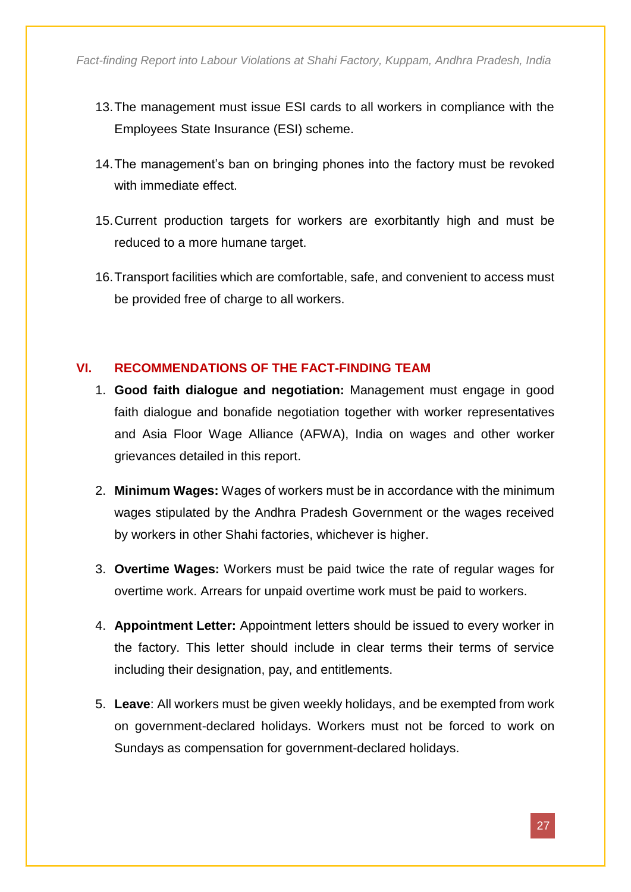13. The management must issue ESI cards to all workers in compliance with the Employees State Insurance (ESI) scheme.

14. The management's ban on bringing phones into the factory must be revoked with immediate effect.

15. Current production targets for workers are exorbitantly high and must be reduced to a more humane target.

16. Transport facilities which are comfortable, safe, and convenient to access must be provided free of charge to all workers.

## VI. RECOMMENDATIONS OF THE FACT-FINDING TEAM

1. **Good faith dialogue and negotiation:** Management must engage in good faith dialogue and bonafide negotiation together with worker representatives and Asia Floor Wage Alliance (AFWA), India on wages and other worker grievances detailed in this report.

2. **Minimum Wages:** Wages of workers must be in accordance with the minimum wages stipulated by the Andhra Pradesh Government or the wages received by workers in other Shahi factories, whichever is higher.

3. **Overtime Wages:** Workers must be paid twice the rate of regular wages for overtime work. Arrears for unpaid overtime work must be paid to workers.

4. **Appointment Letter:** Appointment letters should be issued to every worker in the factory. This letter should include in clear terms their terms of service including their designation, pay, and entitlements.

5. **Leave**: All workers must be given weekly holidays, and be exempted from work on government-declared holidays. Workers must not be forced to work on Sundays as compensation for government-declared holidays.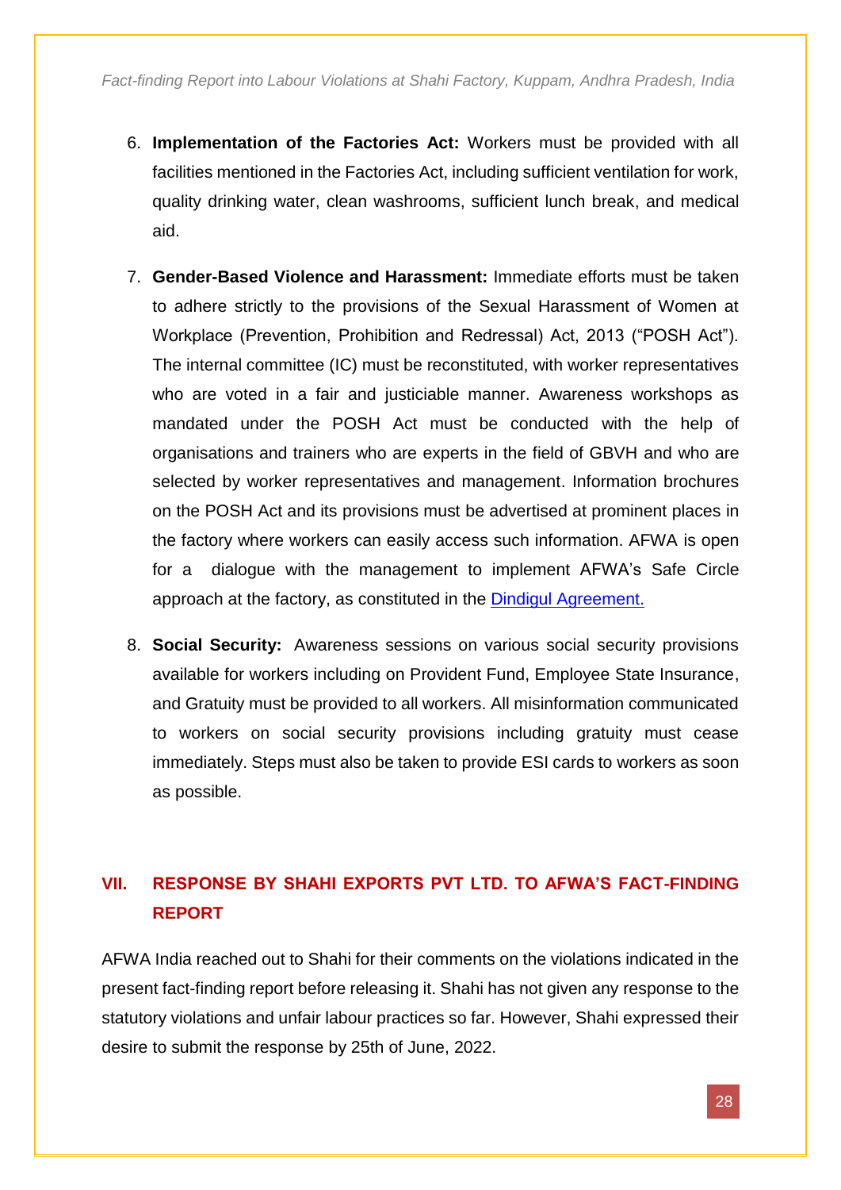6. **Implementation of the Factories Act:** Workers must be provided with all facilities mentioned in the Factories Act, including sufficient ventilation for work, quality drinking water, clean washrooms, sufficient lunch break, and medical aid.

7. **Gender-Based Violence and Harassment:** Immediate efforts must be taken to adhere strictly to the provisions of the Sexual Harassment of Women at Workplace (Prevention, Prohibition and Redressal) Act, 2013 ("POSH Act"). The internal committee (IC) must be reconstituted, with worker representatives who are voted in a fair and justiciable manner. Awareness workshops as mandated under the POSH Act must be conducted with the help of organisations and trainers who are experts in the field of GBVH and who are selected by worker representatives and management. Information brochures on the POSH Act and its provisions must be advertised at prominent places in the factory where workers can easily access such information. AFWA is open for a dialogue with the management to implement AFWA's Safe Circle approach at the factory, as constituted in the [Dindigul Agreement.]

8. **Social Security:** Awareness sessions on various social security provisions available for workers including on Provident Fund, Employee State Insurance, and Gratuity must be provided to all workers. All misinformation communicated to workers on social security provisions including gratuity must cease immediately. Steps must also be taken to provide ESI cards to workers as soon as possible.

## VII. RESPONSE BY SHAHI EXPORTS PVT LTD. TO AFWA'S FACT-FINDING REPORT

AFWA India reached out to Shahi for their comments on the violations indicated in the present fact-finding report before releasing it. Shahi has not given any response to the statutory violations and unfair labour practices so far. However, Shahi expressed their desire to submit the response by 25th of June, 2022.